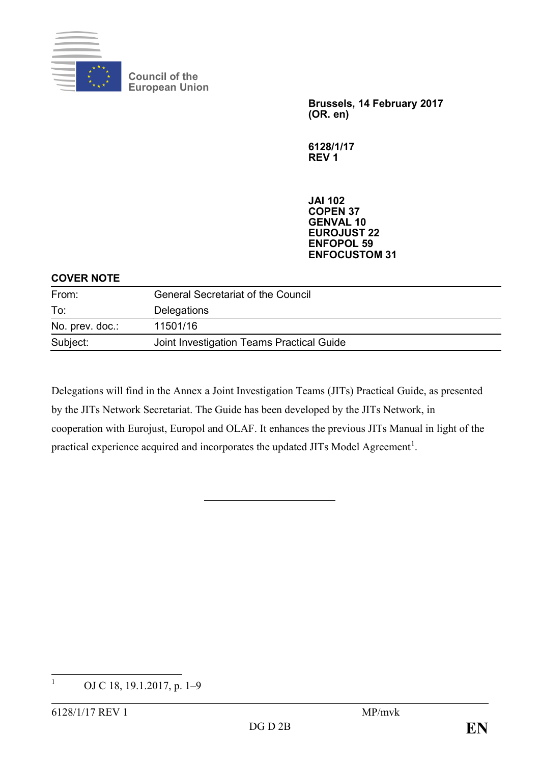Council of the European Union

**Brussels, 14 February 2017**
**(OR. en)**

**6128/1/17**
**REV 1**

**JAI 102**
**COPEN 37**
**GENVAL 10**
**EUROJUST 22**
**ENFOPOL 59**
**ENFOCUSTOM 31**

**COVER NOTE**

| | |
|---|---|
| From: | General Secretariat of the Council |
| To: | Delegations |
| No. prev. doc.: | 11501/16 |
| Subject: | Joint Investigation Teams Practical Guide |

Delegations will find in the Annex a Joint Investigation Teams (JITs) Practical Guide, as presented by the JITs Network Secretariat. The Guide has been developed by the JITs Network, in cooperation with Eurojust, Europol and OLAF. It enhances the previous JITs Manual in light of the practical experience acquired and incorporates the updated JITs Model Agreement[1].

---

[1] OJ C 18, 19.1.2017, p. 1–9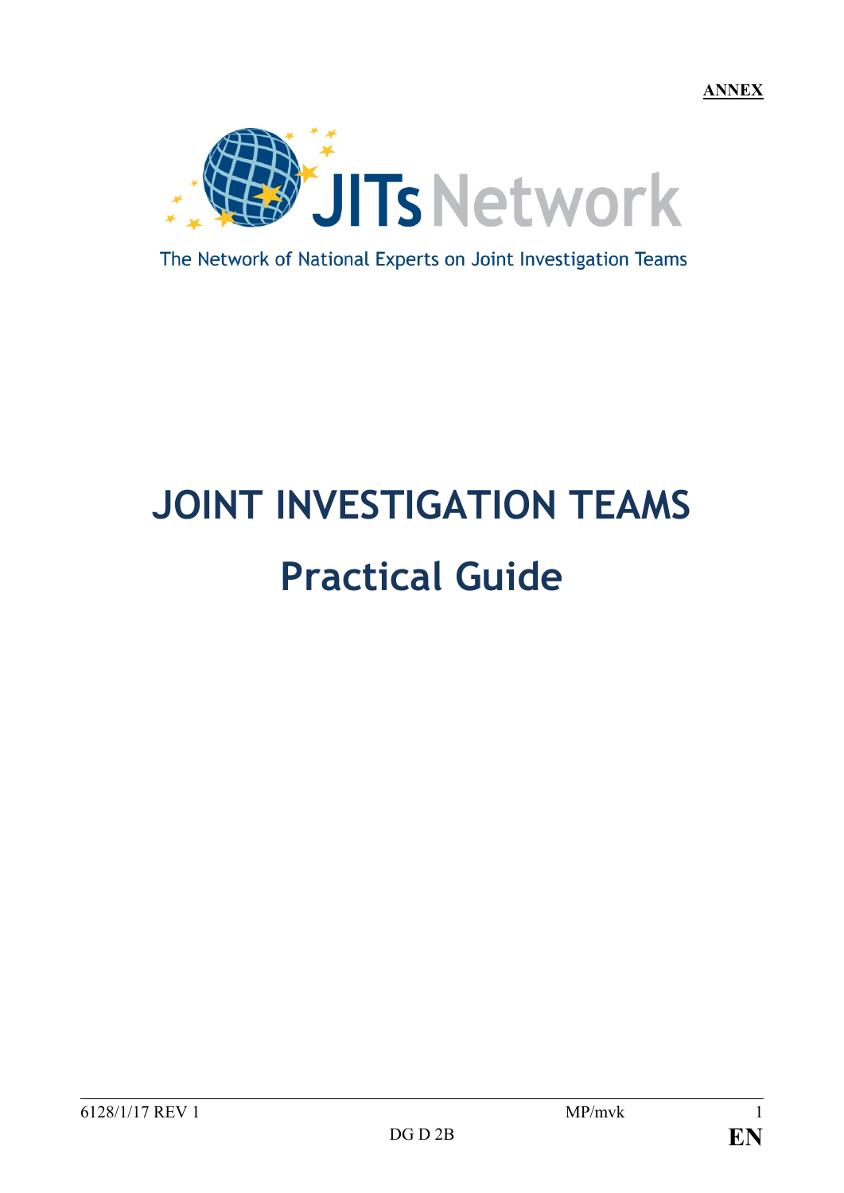**ANNEX**

JITs Network

The Network of National Experts on Joint Investigation Teams

# JOINT INVESTIGATION TEAMS

# Practical Guide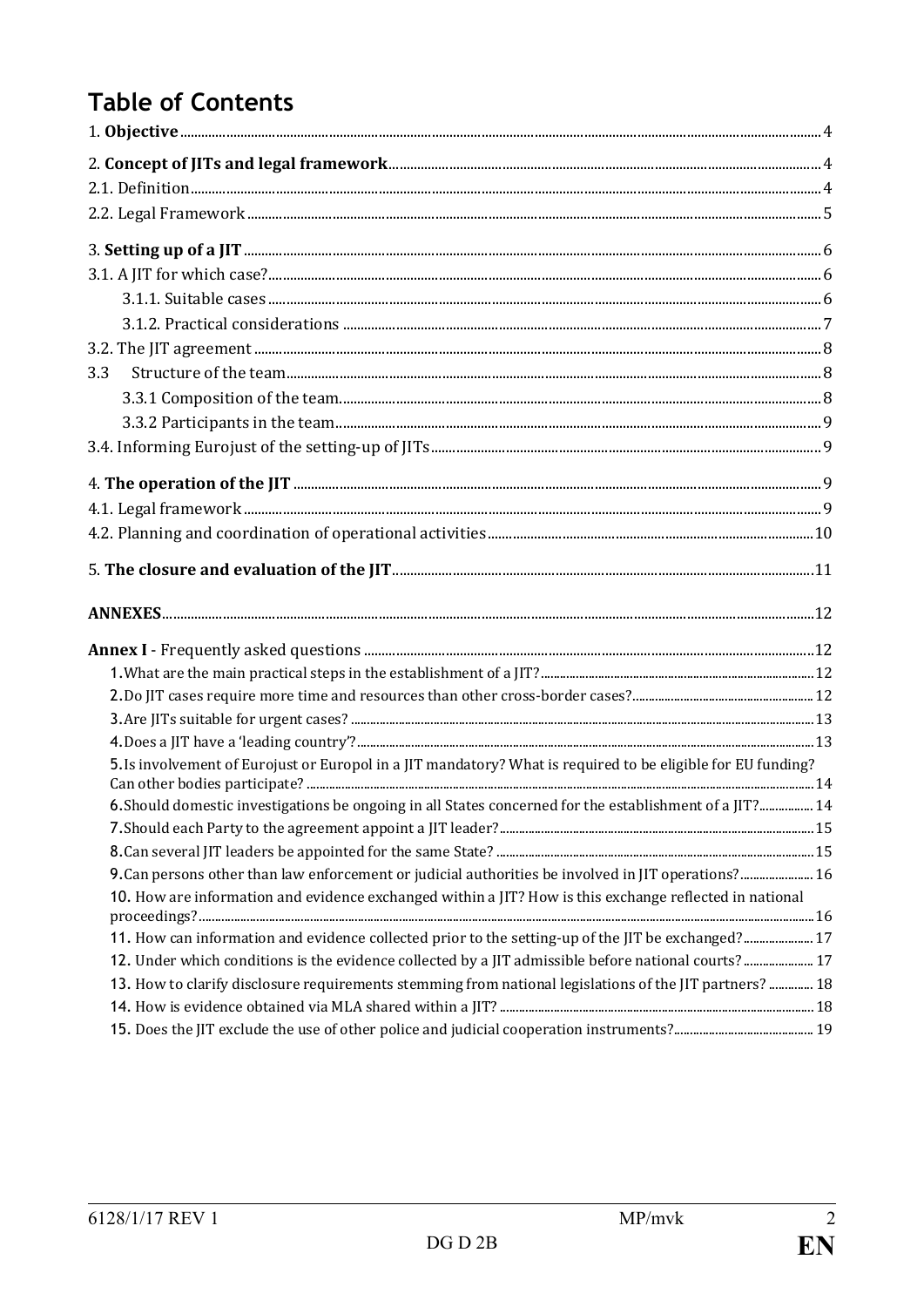# Table of Contents

1. **Objective** 4

2. **Concept of JITs and legal framework** 4

2.1. Definition 4

2.2. Legal Framework 5

3. **Setting up of a JIT** 6

3.1. A JIT for which case? 6

3.1.1. Suitable cases 6

3.1.2. Practical considerations 7

3.2. The JIT agreement 8

3.3 Structure of the team 8

3.3.1 Composition of the team 8

3.3.2 Participants in the team 9

3.4. Informing Eurojust of the setting-up of JITs 9

4. **The operation of the JIT** 9

4.1. Legal framework 9

4.2. Planning and coordination of operational activities 10

5. **The closure and evaluation of the JIT** 11

**ANNEXES** 12

**Annex I** - Frequently asked questions 12

**1.** What are the main practical steps in the establishment of a JIT? 12

**2.** Do JIT cases require more time and resources than other cross-border cases? 12

**3.** Are JITs suitable for urgent cases? 13

**4.** Does a JIT have a 'leading country'? 13

**5.** Is involvement of Eurojust or Europol in a JIT mandatory? What is required to be eligible for EU funding? Can other bodies participate? 14

**6.** Should domestic investigations be ongoing in all States concerned for the establishment of a JIT? 14

**7.** Should each Party to the agreement appoint a JIT leader? 15

**8.** Can several JIT leaders be appointed for the same State? 15

**9.** Can persons other than law enforcement or judicial authorities be involved in JIT operations? 16

**10.** How are information and evidence exchanged within a JIT? How is this exchange reflected in national proceedings? 16

**11.** How can information and evidence collected prior to the setting-up of the JIT be exchanged? 17

**12.** Under which conditions is the evidence collected by a JIT admissible before national courts? 17

**13.** How to clarify disclosure requirements stemming from national legislations of the JIT partners? 18

**14.** How is evidence obtained via MLA shared within a JIT? 18

**15.** Does the JIT exclude the use of other police and judicial cooperation instruments? 19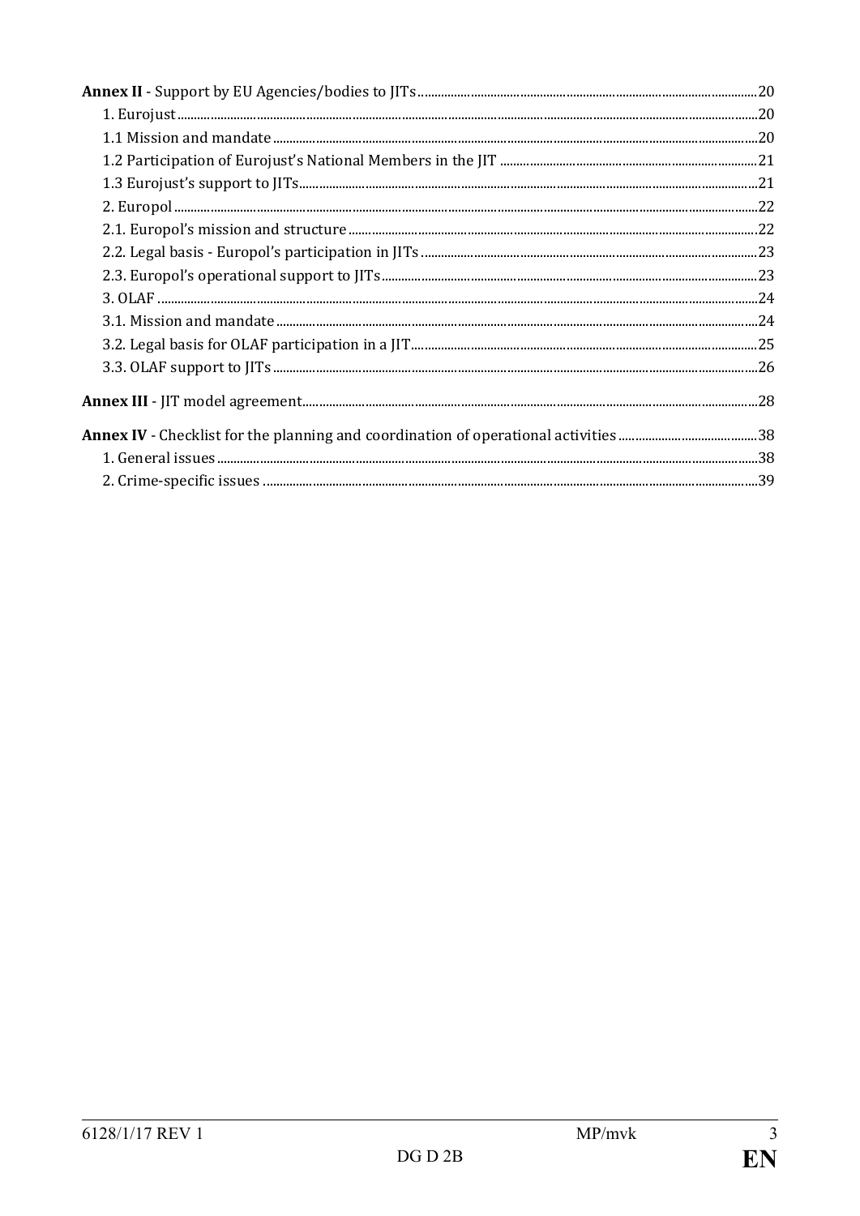**Annex II** - Support by EU Agencies/bodies to JITs ..... 20

1. Eurojust ..... 20

1.1 Mission and mandate ..... 20

1.2 Participation of Eurojust's National Members in the JIT ..... 21

1.3 Eurojust's support to JITs ..... 21

2. Europol ..... 22

2.1. Europol's mission and structure ..... 22

2.2. Legal basis - Europol's participation in JITs ..... 23

2.3. Europol's operational support to JITs ..... 23

3. OLAF ..... 24

3.1. Mission and mandate ..... 24

3.2. Legal basis for OLAF participation in a JIT ..... 25

3.3. OLAF support to JITs ..... 26

**Annex III** - JIT model agreement ..... 28

**Annex IV** - Checklist for the planning and coordination of operational activities ..... 38

1. General issues ..... 38

2. Crime-specific issues ..... 39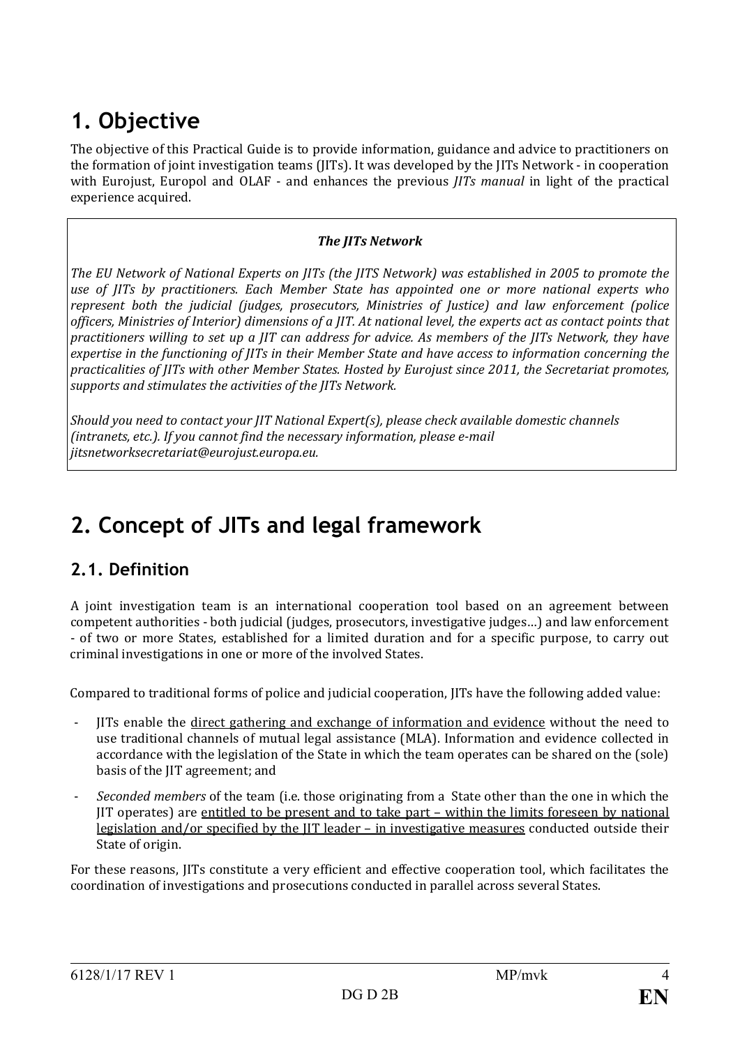# 1. Objective

The objective of this Practical Guide is to provide information, guidance and advice to practitioners on the formation of joint investigation teams (JITs). It was developed by the JITs Network - in cooperation with Eurojust, Europol and OLAF - and enhances the previous *JITs manual* in light of the practical experience acquired.

> ***The JITs Network***
>
> *The EU Network of National Experts on JITs (the JITS Network) was established in 2005 to promote the use of JITs by practitioners. Each Member State has appointed one or more national experts who represent both the judicial (judges, prosecutors, Ministries of Justice) and law enforcement (police officers, Ministries of Interior) dimensions of a JIT. At national level, the experts act as contact points that practitioners willing to set up a JIT can address for advice. As members of the JITs Network, they have expertise in the functioning of JITs in their Member State and have access to information concerning the practicalities of JITs with other Member States. Hosted by Eurojust since 2011, the Secretariat promotes, supports and stimulates the activities of the JITs Network.*
>
> *Should you need to contact your JIT National Expert(s), please check available domestic channels (intranets, etc.). If you cannot find the necessary information, please e-mail jitsnetworksecretariat@eurojust.europa.eu.*

# 2. Concept of JITs and legal framework

## 2.1. Definition

A joint investigation team is an international cooperation tool based on an agreement between competent authorities - both judicial (judges, prosecutors, investigative judges…) and law enforcement - of two or more States, established for a limited duration and for a specific purpose, to carry out criminal investigations in one or more of the involved States.

Compared to traditional forms of police and judicial cooperation, JITs have the following added value:

- JITs enable the <u>direct gathering and exchange of information and evidence</u> without the need to use traditional channels of mutual legal assistance (MLA). Information and evidence collected in accordance with the legislation of the State in which the team operates can be shared on the (sole) basis of the JIT agreement; and
- *Seconded members* of the team (i.e. those originating from a State other than the one in which the JIT operates) are <u>entitled to be present and to take part – within the limits foreseen by national legislation and/or specified by the JIT leader – in investigative measures</u> conducted outside their State of origin.

For these reasons, JITs constitute a very efficient and effective cooperation tool, which facilitates the coordination of investigations and prosecutions conducted in parallel across several States.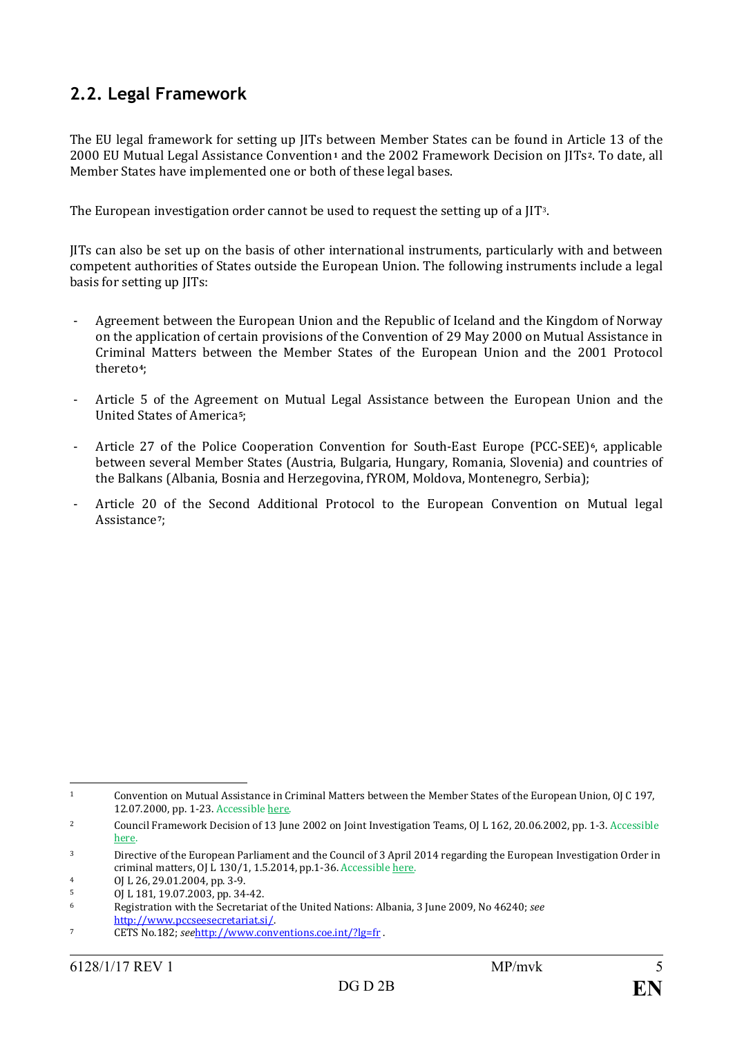## 2.2. Legal Framework

The EU legal framework for setting up JITs between Member States can be found in Article 13 of the 2000 EU Mutual Legal Assistance Convention[1] and the 2002 Framework Decision on JITs[2]. To date, all Member States have implemented one or both of these legal bases.

The European investigation order cannot be used to request the setting up of a JIT[3].

JITs can also be set up on the basis of other international instruments, particularly with and between competent authorities of States outside the European Union. The following instruments include a legal basis for setting up JITs:

- Agreement between the European Union and the Republic of Iceland and the Kingdom of Norway on the application of certain provisions of the Convention of 29 May 2000 on Mutual Assistance in Criminal Matters between the Member States of the European Union and the 2001 Protocol thereto[4];
- Article 5 of the Agreement on Mutual Legal Assistance between the European Union and the United States of America[5];
- Article 27 of the Police Cooperation Convention for South-East Europe (PCC-SEE)[6], applicable between several Member States (Austria, Bulgaria, Hungary, Romania, Slovenia) and countries of the Balkans (Albania, Bosnia and Herzegovina, fYROM, Moldova, Montenegro, Serbia);
- Article 20 of the Second Additional Protocol to the European Convention on Mutual legal Assistance[7];

---

[1] Convention on Mutual Assistance in Criminal Matters between the Member States of the European Union, OJ C 197, 12.07.2000, pp. 1-23. Accessible here.

[2] Council Framework Decision of 13 June 2002 on Joint Investigation Teams, OJ L 162, 20.06.2002, pp. 1-3. Accessible here.

[3] Directive of the European Parliament and the Council of 3 April 2014 regarding the European Investigation Order in criminal matters, OJ L 130/1, 1.5.2014, pp.1-36. Accessible here.

[4] OJ L 26, 29.01.2004, pp. 3-9.

[5] OJ L 181, 19.07.2003, pp. 34-42.

[6] Registration with the Secretariat of the United Nations: Albania, 3 June 2009, No 46240; *see* http://www.pccseesecretariat.si/.

[7] CETS No.182; *see*http://www.conventions.coe.int/?lg=fr .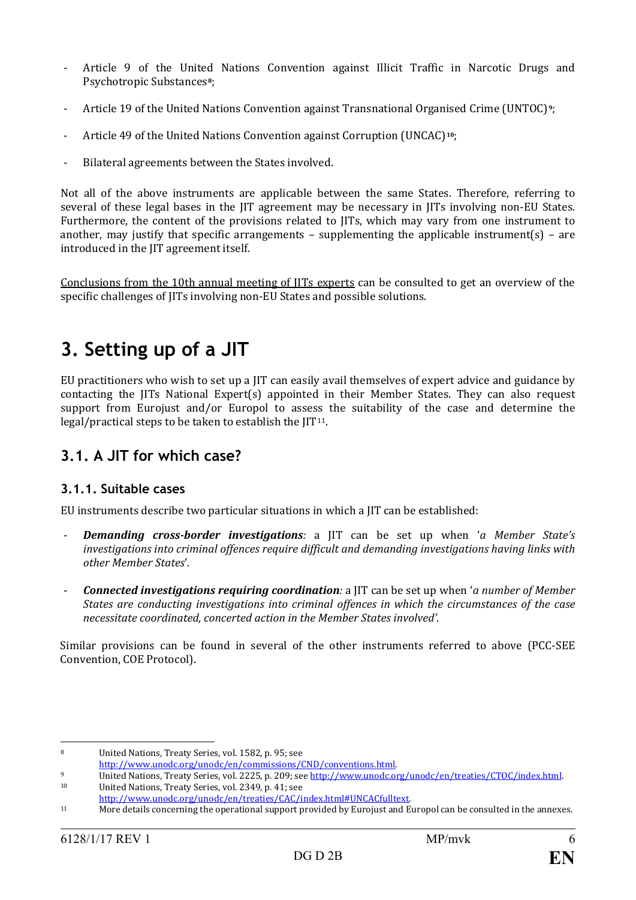- Article 9 of the United Nations Convention against Illicit Traffic in Narcotic Drugs and Psychotropic Substances[8];

- Article 19 of the United Nations Convention against Transnational Organised Crime (UNTOC)[9];

- Article 49 of the United Nations Convention against Corruption (UNCAC)[10];

- Bilateral agreements between the States involved.

Not all of the above instruments are applicable between the same States. Therefore, referring to several of these legal bases in the JIT agreement may be necessary in JITs involving non-EU States. Furthermore, the content of the provisions related to JITs, which may vary from one instrument to another, may justify that specific arrangements – supplementing the applicable instrument(s) – are introduced in the JIT agreement itself.

Conclusions from the 10th annual meeting of JITs experts can be consulted to get an overview of the specific challenges of JITs involving non-EU States and possible solutions.

# 3. Setting up of a JIT

EU practitioners who wish to set up a JIT can easily avail themselves of expert advice and guidance by contacting the JITs National Expert(s) appointed in their Member States. They can also request support from Eurojust and/or Europol to assess the suitability of the case and determine the legal/practical steps to be taken to establish the JIT[11].

## 3.1. A JIT for which case?

### 3.1.1. Suitable cases

EU instruments describe two particular situations in which a JIT can be established:

- ***Demanding cross-border investigations****:* a JIT can be set up when '*a Member State's investigations into criminal offences require difficult and demanding investigations having links with other Member States*'.

- ***Connected investigations requiring coordination****:* a JIT can be set up when '*a number of Member States are conducting investigations into criminal offences in which the circumstances of the case necessitate coordinated, concerted action in the Member States involved'*.

Similar provisions can be found in several of the other instruments referred to above (PCC-SEE Convention, COE Protocol).

---

[8] United Nations, Treaty Series, vol. 1582, p. 95; see http://www.unodc.org/unodc/en/commissions/CND/conventions.html.

[9] United Nations, Treaty Series, vol. 2225, p. 209; see http://www.unodc.org/unodc/en/treaties/CTOC/index.html.

[10] United Nations, Treaty Series, vol. 2349, p. 41; see http://www.unodc.org/unodc/en/treaties/CAC/index.html#UNCACfulltext.

[11] More details concerning the operational support provided by Eurojust and Europol can be consulted in the annexes.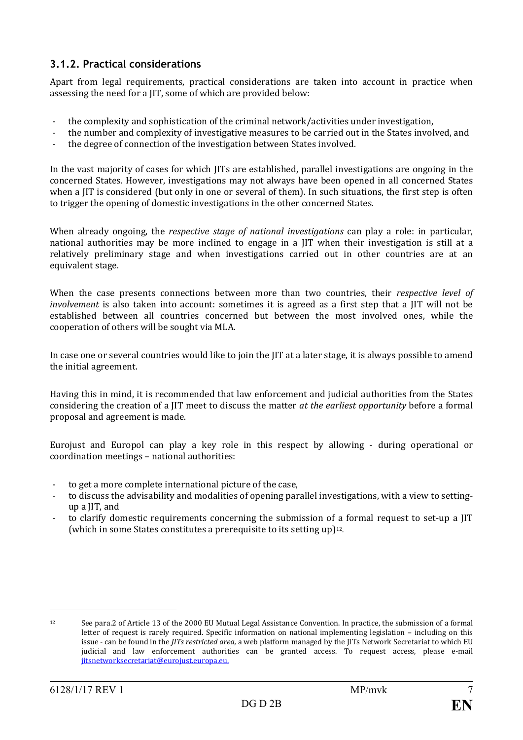### 3.1.2. Practical considerations

Apart from legal requirements, practical considerations are taken into account in practice when assessing the need for a JIT, some of which are provided below:

- the complexity and sophistication of the criminal network/activities under investigation,
- the number and complexity of investigative measures to be carried out in the States involved, and
- the degree of connection of the investigation between States involved.

In the vast majority of cases for which JITs are established, parallel investigations are ongoing in the concerned States. However, investigations may not always have been opened in all concerned States when a JIT is considered (but only in one or several of them). In such situations, the first step is often to trigger the opening of domestic investigations in the other concerned States.

When already ongoing, the *respective stage of national investigations* can play a role: in particular, national authorities may be more inclined to engage in a JIT when their investigation is still at a relatively preliminary stage and when investigations carried out in other countries are at an equivalent stage.

When the case presents connections between more than two countries, their *respective level of involvement* is also taken into account: sometimes it is agreed as a first step that a JIT will not be established between all countries concerned but between the most involved ones, while the cooperation of others will be sought via MLA.

In case one or several countries would like to join the JIT at a later stage, it is always possible to amend the initial agreement.

Having this in mind, it is recommended that law enforcement and judicial authorities from the States considering the creation of a JIT meet to discuss the matter *at the earliest opportunity* before a formal proposal and agreement is made.

Eurojust and Europol can play a key role in this respect by allowing - during operational or coordination meetings – national authorities:

- to get a more complete international picture of the case,
- to discuss the advisability and modalities of opening parallel investigations, with a view to setting-up a JIT, and
- to clarify domestic requirements concerning the submission of a formal request to set-up a JIT (which in some States constitutes a prerequisite to its setting up)[12].

---

[12] See para.2 of Article 13 of the 2000 EU Mutual Legal Assistance Convention. In practice, the submission of a formal letter of request is rarely required. Specific information on national implementing legislation – including on this issue - can be found in the *JITs restricted area*, a web platform managed by the JITs Network Secretariat to which EU judicial and law enforcement authorities can be granted access. To request access, please e-mail jitsnetworksecretariat@eurojust.europa.eu.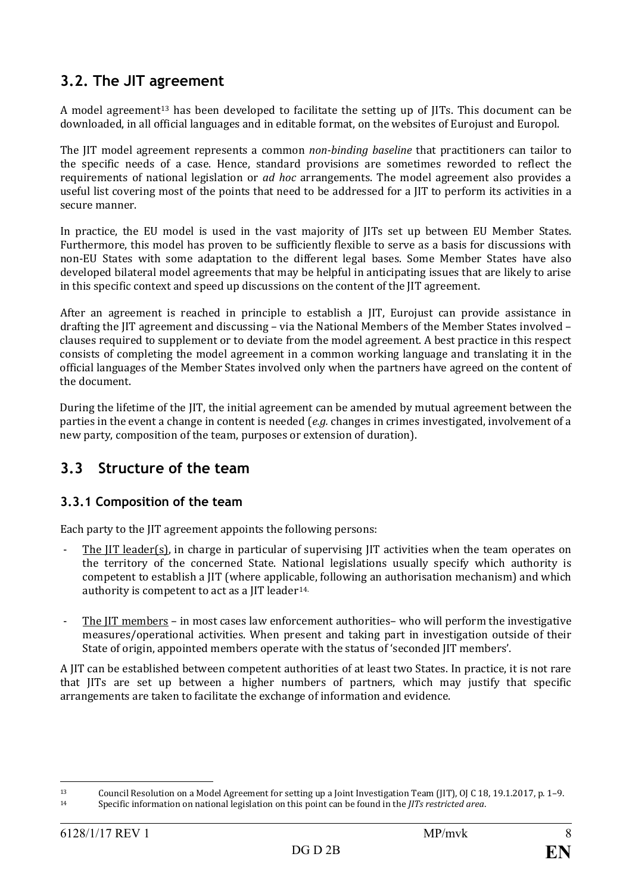## 3.2. The JIT agreement

A model agreement[13] has been developed to facilitate the setting up of JITs. This document can be downloaded, in all official languages and in editable format, on the websites of Eurojust and Europol.

The JIT model agreement represents a common *non-binding baseline* that practitioners can tailor to the specific needs of a case. Hence, standard provisions are sometimes reworded to reflect the requirements of national legislation or *ad hoc* arrangements. The model agreement also provides a useful list covering most of the points that need to be addressed for a JIT to perform its activities in a secure manner.

In practice, the EU model is used in the vast majority of JITs set up between EU Member States. Furthermore, this model has proven to be sufficiently flexible to serve as a basis for discussions with non-EU States with some adaptation to the different legal bases. Some Member States have also developed bilateral model agreements that may be helpful in anticipating issues that are likely to arise in this specific context and speed up discussions on the content of the JIT agreement.

After an agreement is reached in principle to establish a JIT, Eurojust can provide assistance in drafting the JIT agreement and discussing – via the National Members of the Member States involved – clauses required to supplement or to deviate from the model agreement. A best practice in this respect consists of completing the model agreement in a common working language and translating it in the official languages of the Member States involved only when the partners have agreed on the content of the document.

During the lifetime of the JIT, the initial agreement can be amended by mutual agreement between the parties in the event a change in content is needed (*e.g.* changes in crimes investigated, involvement of a new party, composition of the team, purposes or extension of duration).

## 3.3 Structure of the team

### 3.3.1 Composition of the team

Each party to the JIT agreement appoints the following persons:

- The JIT leader(s), in charge in particular of supervising JIT activities when the team operates on the territory of the concerned State. National legislations usually specify which authority is competent to establish a JIT (where applicable, following an authorisation mechanism) and which authority is competent to act as a JIT leader[14].

- The JIT members – in most cases law enforcement authorities– who will perform the investigative measures/operational activities. When present and taking part in investigation outside of their State of origin, appointed members operate with the status of 'seconded JIT members'.

A JIT can be established between competent authorities of at least two States. In practice, it is not rare that JITs are set up between a higher numbers of partners, which may justify that specific arrangements are taken to facilitate the exchange of information and evidence.

---

[13] Council Resolution on a Model Agreement for setting up a Joint Investigation Team (JIT), OJ C 18, 19.1.2017, p. 1–9.

[14] Specific information on national legislation on this point can be found in the *JITs restricted area*.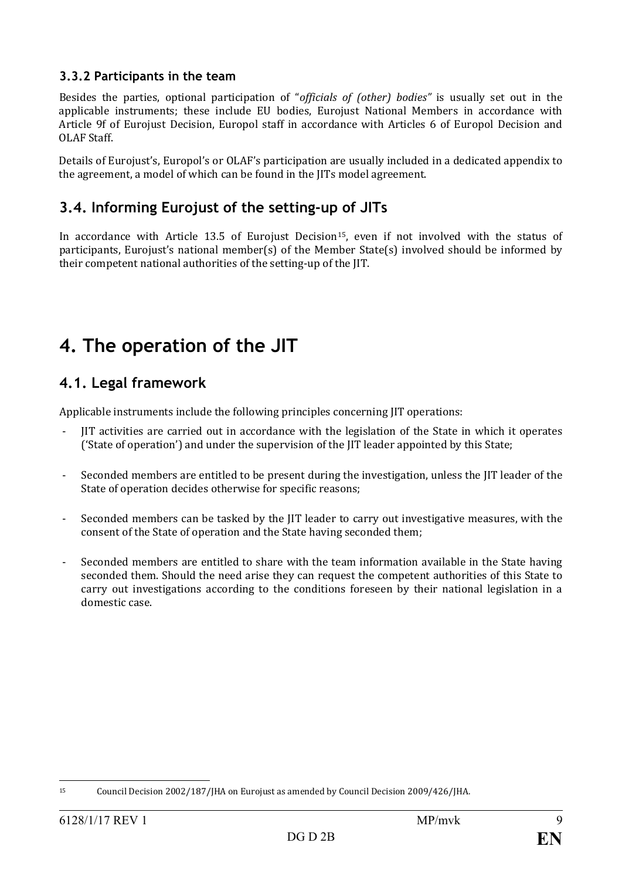### 3.3.2 Participants in the team

Besides the parties, optional participation of "*officials of (other) bodies"* is usually set out in the applicable instruments; these include EU bodies, Eurojust National Members in accordance with Article 9f of Eurojust Decision, Europol staff in accordance with Articles 6 of Europol Decision and OLAF Staff.

Details of Eurojust's, Europol's or OLAF's participation are usually included in a dedicated appendix to the agreement, a model of which can be found in the JITs model agreement.

## 3.4. Informing Eurojust of the setting-up of JITs

In accordance with Article 13.5 of Eurojust Decision[15], even if not involved with the status of participants, Eurojust's national member(s) of the Member State(s) involved should be informed by their competent national authorities of the setting-up of the JIT.

# 4. The operation of the JIT

## 4.1. Legal framework

Applicable instruments include the following principles concerning JIT operations:

- JIT activities are carried out in accordance with the legislation of the State in which it operates ('State of operation') and under the supervision of the JIT leader appointed by this State;
- Seconded members are entitled to be present during the investigation, unless the JIT leader of the State of operation decides otherwise for specific reasons;
- Seconded members can be tasked by the JIT leader to carry out investigative measures, with the consent of the State of operation and the State having seconded them;
- Seconded members are entitled to share with the team information available in the State having seconded them. Should the need arise they can request the competent authorities of this State to carry out investigations according to the conditions foreseen by their national legislation in a domestic case.

---

[15] Council Decision 2002/187/JHA on Eurojust as amended by Council Decision 2009/426/JHA.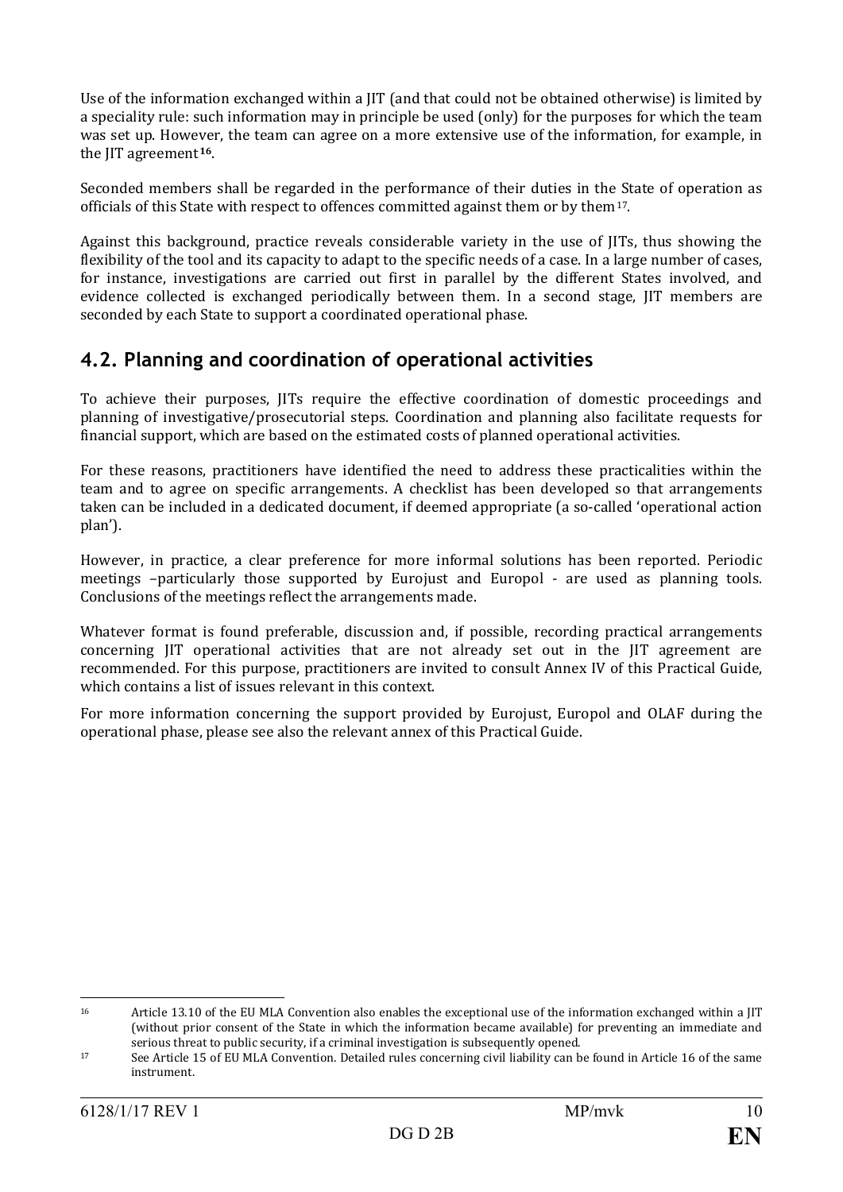Use of the information exchanged within a JIT (and that could not be obtained otherwise) is limited by a speciality rule: such information may in principle be used (only) for the purposes for which the team was set up. However, the team can agree on a more extensive use of the information, for example, in the JIT agreement[16].

Seconded members shall be regarded in the performance of their duties in the State of operation as officials of this State with respect to offences committed against them or by them[17].

Against this background, practice reveals considerable variety in the use of JITs, thus showing the flexibility of the tool and its capacity to adapt to the specific needs of a case. In a large number of cases, for instance, investigations are carried out first in parallel by the different States involved, and evidence collected is exchanged periodically between them. In a second stage, JIT members are seconded by each State to support a coordinated operational phase.

## 4.2. Planning and coordination of operational activities

To achieve their purposes, JITs require the effective coordination of domestic proceedings and planning of investigative/prosecutorial steps. Coordination and planning also facilitate requests for financial support, which are based on the estimated costs of planned operational activities.

For these reasons, practitioners have identified the need to address these practicalities within the team and to agree on specific arrangements. A checklist has been developed so that arrangements taken can be included in a dedicated document, if deemed appropriate (a so-called 'operational action plan').

However, in practice, a clear preference for more informal solutions has been reported. Periodic meetings –particularly those supported by Eurojust and Europol - are used as planning tools. Conclusions of the meetings reflect the arrangements made.

Whatever format is found preferable, discussion and, if possible, recording practical arrangements concerning JIT operational activities that are not already set out in the JIT agreement are recommended. For this purpose, practitioners are invited to consult Annex IV of this Practical Guide, which contains a list of issues relevant in this context.

For more information concerning the support provided by Eurojust, Europol and OLAF during the operational phase, please see also the relevant annex of this Practical Guide.

---

[16] Article 13.10 of the EU MLA Convention also enables the exceptional use of the information exchanged within a JIT (without prior consent of the State in which the information became available) for preventing an immediate and serious threat to public security, if a criminal investigation is subsequently opened.

[17] See Article 15 of EU MLA Convention. Detailed rules concerning civil liability can be found in Article 16 of the same instrument.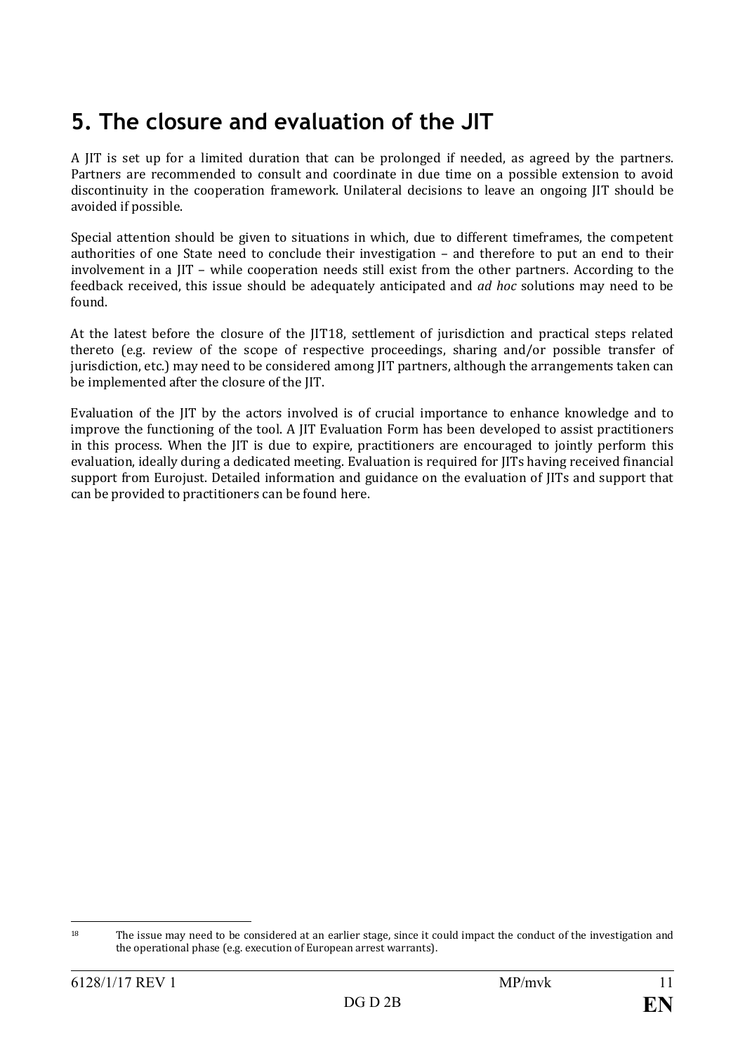# 5. The closure and evaluation of the JIT

A JIT is set up for a limited duration that can be prolonged if needed, as agreed by the partners. Partners are recommended to consult and coordinate in due time on a possible extension to avoid discontinuity in the cooperation framework. Unilateral decisions to leave an ongoing JIT should be avoided if possible.

Special attention should be given to situations in which, due to different timeframes, the competent authorities of one State need to conclude their investigation – and therefore to put an end to their involvement in a JIT – while cooperation needs still exist from the other partners. According to the feedback received, this issue should be adequately anticipated and *ad hoc* solutions may need to be found.

At the latest before the closure of the JIT[18], settlement of jurisdiction and practical steps related thereto (e.g. review of the scope of respective proceedings, sharing and/or possible transfer of jurisdiction, etc.) may need to be considered among JIT partners, although the arrangements taken can be implemented after the closure of the JIT.

Evaluation of the JIT by the actors involved is of crucial importance to enhance knowledge and to improve the functioning of the tool. A JIT Evaluation Form has been developed to assist practitioners in this process. When the JIT is due to expire, practitioners are encouraged to jointly perform this evaluation, ideally during a dedicated meeting. Evaluation is required for JITs having received financial support from Eurojust. Detailed information and guidance on the evaluation of JITs and support that can be provided to practitioners can be found here.

---

[18] The issue may need to be considered at an earlier stage, since it could impact the conduct of the investigation and the operational phase (e.g. execution of European arrest warrants).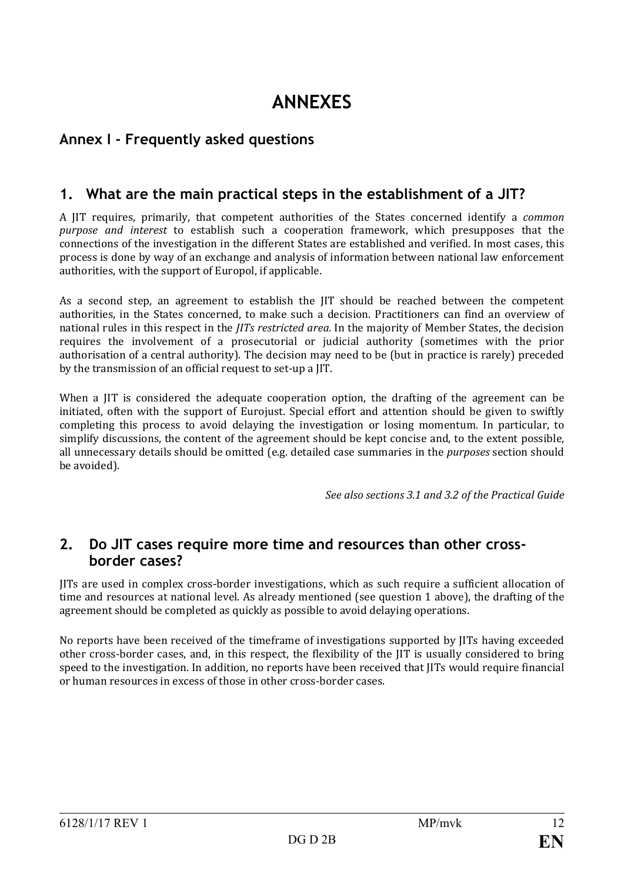# ANNEXES

## Annex I - Frequently asked questions

### 1. What are the main practical steps in the establishment of a JIT?

A JIT requires, primarily, that competent authorities of the States concerned identify a *common purpose and interest* to establish such a cooperation framework, which presupposes that the connections of the investigation in the different States are established and verified. In most cases, this process is done by way of an exchange and analysis of information between national law enforcement authorities, with the support of Europol, if applicable.

As a second step, an agreement to establish the JIT should be reached between the competent authorities, in the States concerned, to make such a decision. Practitioners can find an overview of national rules in this respect in the *JITs restricted area.* In the majority of Member States, the decision requires the involvement of a prosecutorial or judicial authority (sometimes with the prior authorisation of a central authority). The decision may need to be (but in practice is rarely) preceded by the transmission of an official request to set-up a JIT.

When a JIT is considered the adequate cooperation option, the drafting of the agreement can be initiated, often with the support of Eurojust. Special effort and attention should be given to swiftly completing this process to avoid delaying the investigation or losing momentum. In particular, to simplify discussions, the content of the agreement should be kept concise and, to the extent possible, all unnecessary details should be omitted (e.g. detailed case summaries in the *purposes* section should be avoided).

*See also sections 3.1 and 3.2 of the Practical Guide*

### 2. Do JIT cases require more time and resources than other cross-border cases?

JITs are used in complex cross-border investigations, which as such require a sufficient allocation of time and resources at national level. As already mentioned (see question 1 above), the drafting of the agreement should be completed as quickly as possible to avoid delaying operations.

No reports have been received of the timeframe of investigations supported by JITs having exceeded other cross-border cases, and, in this respect, the flexibility of the JIT is usually considered to bring speed to the investigation. In addition, no reports have been received that JITs would require financial or human resources in excess of those in other cross-border cases.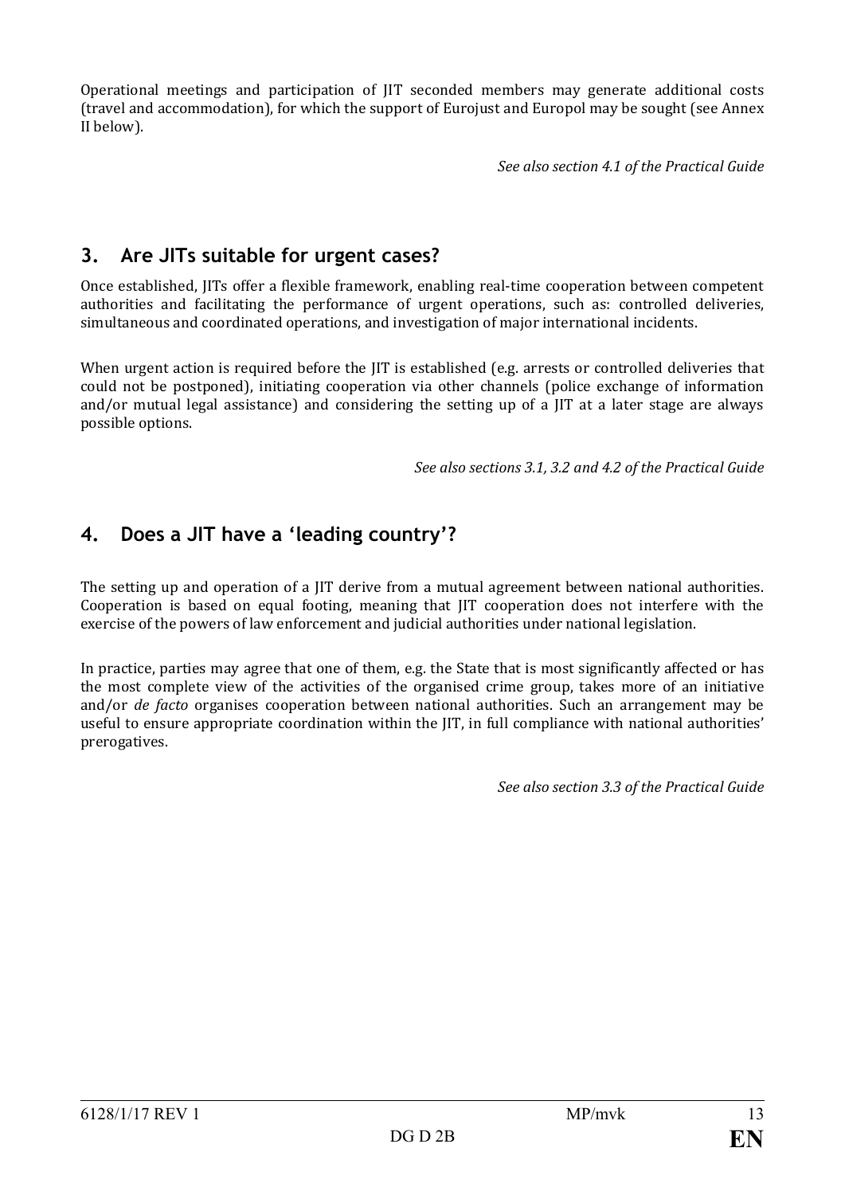Operational meetings and participation of JIT seconded members may generate additional costs (travel and accommodation), for which the support of Eurojust and Europol may be sought (see Annex II below).

*See also section 4.1 of the Practical Guide*

## 3. Are JITs suitable for urgent cases?

Once established, JITs offer a flexible framework, enabling real-time cooperation between competent authorities and facilitating the performance of urgent operations, such as: controlled deliveries, simultaneous and coordinated operations, and investigation of major international incidents.

When urgent action is required before the JIT is established (e.g. arrests or controlled deliveries that could not be postponed), initiating cooperation via other channels (police exchange of information and/or mutual legal assistance) and considering the setting up of a JIT at a later stage are always possible options.

*See also sections 3.1, 3.2 and 4.2 of the Practical Guide*

## 4. Does a JIT have a 'leading country'?

The setting up and operation of a JIT derive from a mutual agreement between national authorities. Cooperation is based on equal footing, meaning that JIT cooperation does not interfere with the exercise of the powers of law enforcement and judicial authorities under national legislation.

In practice, parties may agree that one of them, e.g. the State that is most significantly affected or has the most complete view of the activities of the organised crime group, takes more of an initiative and/or *de facto* organises cooperation between national authorities. Such an arrangement may be useful to ensure appropriate coordination within the JIT, in full compliance with national authorities' prerogatives.

*See also section 3.3 of the Practical Guide*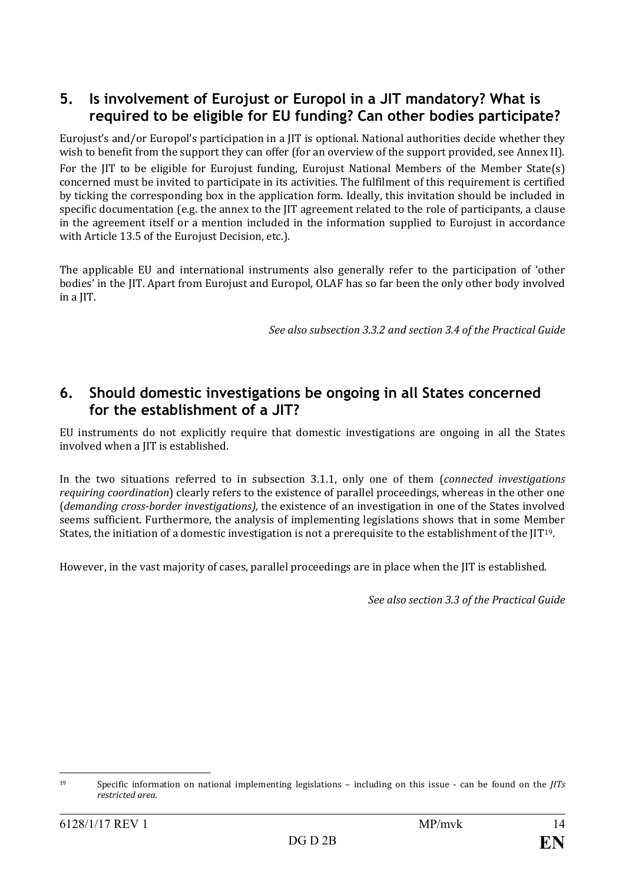## 5. Is involvement of Eurojust or Europol in a JIT mandatory? What is required to be eligible for EU funding? Can other bodies participate?

Eurojust's and/or Europol's participation in a JIT is optional. National authorities decide whether they wish to benefit from the support they can offer (for an overview of the support provided, see Annex II).

For the JIT to be eligible for Eurojust funding, Eurojust National Members of the Member State(s) concerned must be invited to participate in its activities. The fulfilment of this requirement is certified by ticking the corresponding box in the application form. Ideally, this invitation should be included in specific documentation (e.g. the annex to the JIT agreement related to the role of participants, a clause in the agreement itself or a mention included in the information supplied to Eurojust in accordance with Article 13.5 of the Eurojust Decision, etc.).

The applicable EU and international instruments also generally refer to the participation of 'other bodies' in the JIT. Apart from Eurojust and Europol, OLAF has so far been the only other body involved in a JIT.

*See also subsection 3.3.2 and section 3.4 of the Practical Guide*

## 6. Should domestic investigations be ongoing in all States concerned for the establishment of a JIT?

EU instruments do not explicitly require that domestic investigations are ongoing in all the States involved when a JIT is established.

In the two situations referred to in subsection 3.1.1, only one of them (*connected investigations requiring coordination*) clearly refers to the existence of parallel proceedings, whereas in the other one (*demanding cross-border investigations),* the existence of an investigation in one of the States involved seems sufficient. Furthermore, the analysis of implementing legislations shows that in some Member States, the initiation of a domestic investigation is not a prerequisite to the establishment of the JIT[19].

However, in the vast majority of cases, parallel proceedings are in place when the JIT is established.

*See also section 3.3 of the Practical Guide*

---

[19] Specific information on national implementing legislations – including on this issue - can be found on the *JITs restricted area.*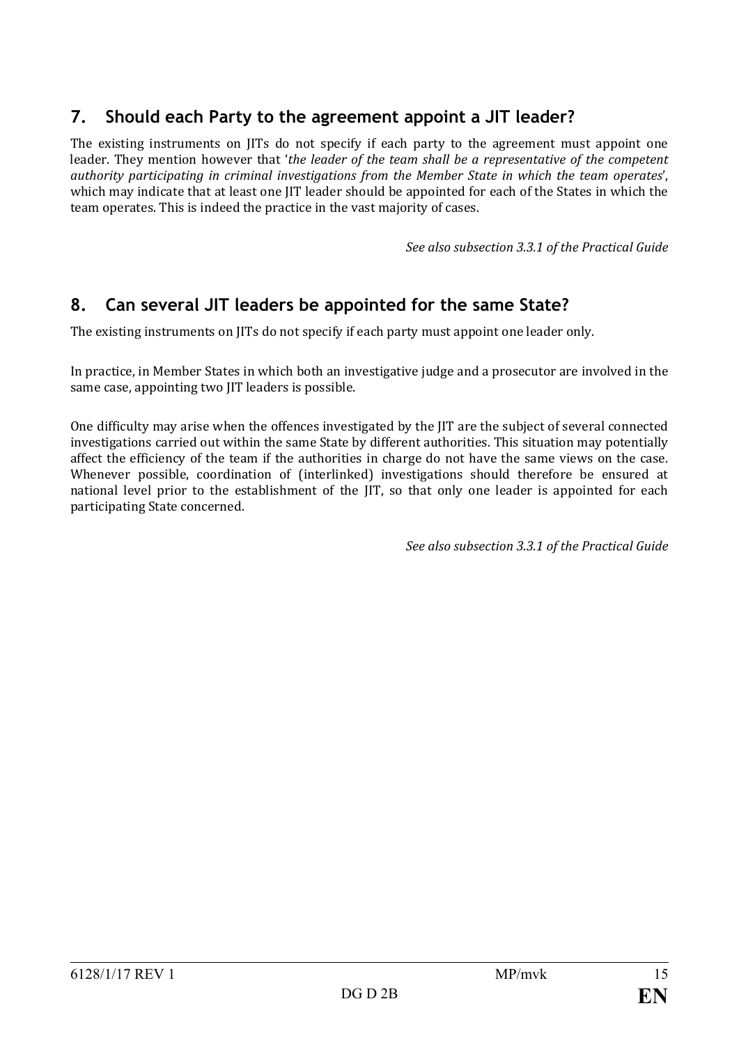## 7. Should each Party to the agreement appoint a JIT leader?

The existing instruments on JITs do not specify if each party to the agreement must appoint one leader. They mention however that '*the leader of the team shall be a representative of the competent authority participating in criminal investigations from the Member State in which the team operates*', which may indicate that at least one JIT leader should be appointed for each of the States in which the team operates. This is indeed the practice in the vast majority of cases.

*See also subsection 3.3.1 of the Practical Guide*

## 8. Can several JIT leaders be appointed for the same State?

The existing instruments on JITs do not specify if each party must appoint one leader only.

In practice, in Member States in which both an investigative judge and a prosecutor are involved in the same case, appointing two JIT leaders is possible.

One difficulty may arise when the offences investigated by the JIT are the subject of several connected investigations carried out within the same State by different authorities. This situation may potentially affect the efficiency of the team if the authorities in charge do not have the same views on the case. Whenever possible, coordination of (interlinked) investigations should therefore be ensured at national level prior to the establishment of the JIT, so that only one leader is appointed for each participating State concerned.

*See also subsection 3.3.1 of the Practical Guide*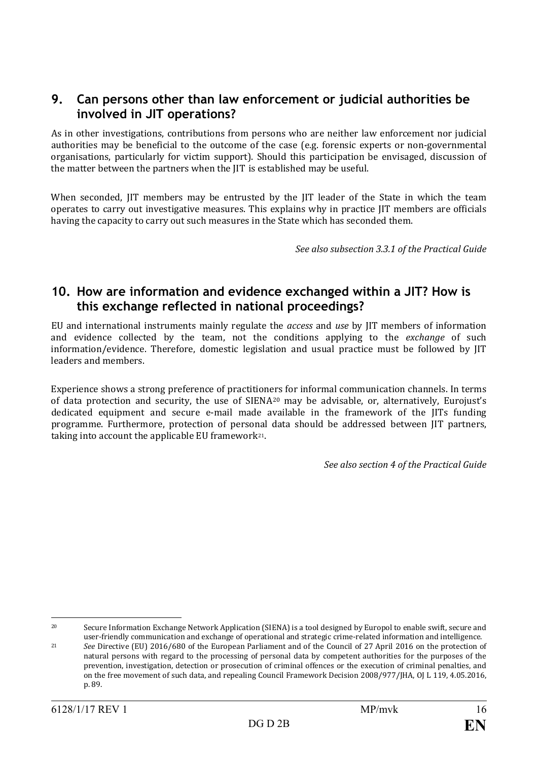## 9. Can persons other than law enforcement or judicial authorities be involved in JIT operations?

As in other investigations, contributions from persons who are neither law enforcement nor judicial authorities may be beneficial to the outcome of the case (e.g. forensic experts or non-governmental organisations, particularly for victim support). Should this participation be envisaged, discussion of the matter between the partners when the JIT is established may be useful.

When seconded, JIT members may be entrusted by the JIT leader of the State in which the team operates to carry out investigative measures. This explains why in practice JIT members are officials having the capacity to carry out such measures in the State which has seconded them.

*See also subsection 3.3.1 of the Practical Guide*

## 10. How are information and evidence exchanged within a JIT? How is this exchange reflected in national proceedings?

EU and international instruments mainly regulate the *access* and *use* by JIT members of information and evidence collected by the team, not the conditions applying to the *exchange* of such information/evidence. Therefore, domestic legislation and usual practice must be followed by JIT leaders and members.

Experience shows a strong preference of practitioners for informal communication channels. In terms of data protection and security, the use of SIENA[20] may be advisable, or, alternatively, Eurojust's dedicated equipment and secure e-mail made available in the framework of the JITs funding programme. Furthermore, protection of personal data should be addressed between JIT partners, taking into account the applicable EU framework[21].

*See also section 4 of the Practical Guide*

---

[20] Secure Information Exchange Network Application (SIENA) is a tool designed by Europol to enable swift, secure and user-friendly communication and exchange of operational and strategic crime-related information and intelligence.

[21] *See* Directive (EU) 2016/680 of the European Parliament and of the Council of 27 April 2016 on the protection of natural persons with regard to the processing of personal data by competent authorities for the purposes of the prevention, investigation, detection or prosecution of criminal offences or the execution of criminal penalties, and on the free movement of such data, and repealing Council Framework Decision 2008/977/JHA, OJ L 119, 4.05.2016, p. 89.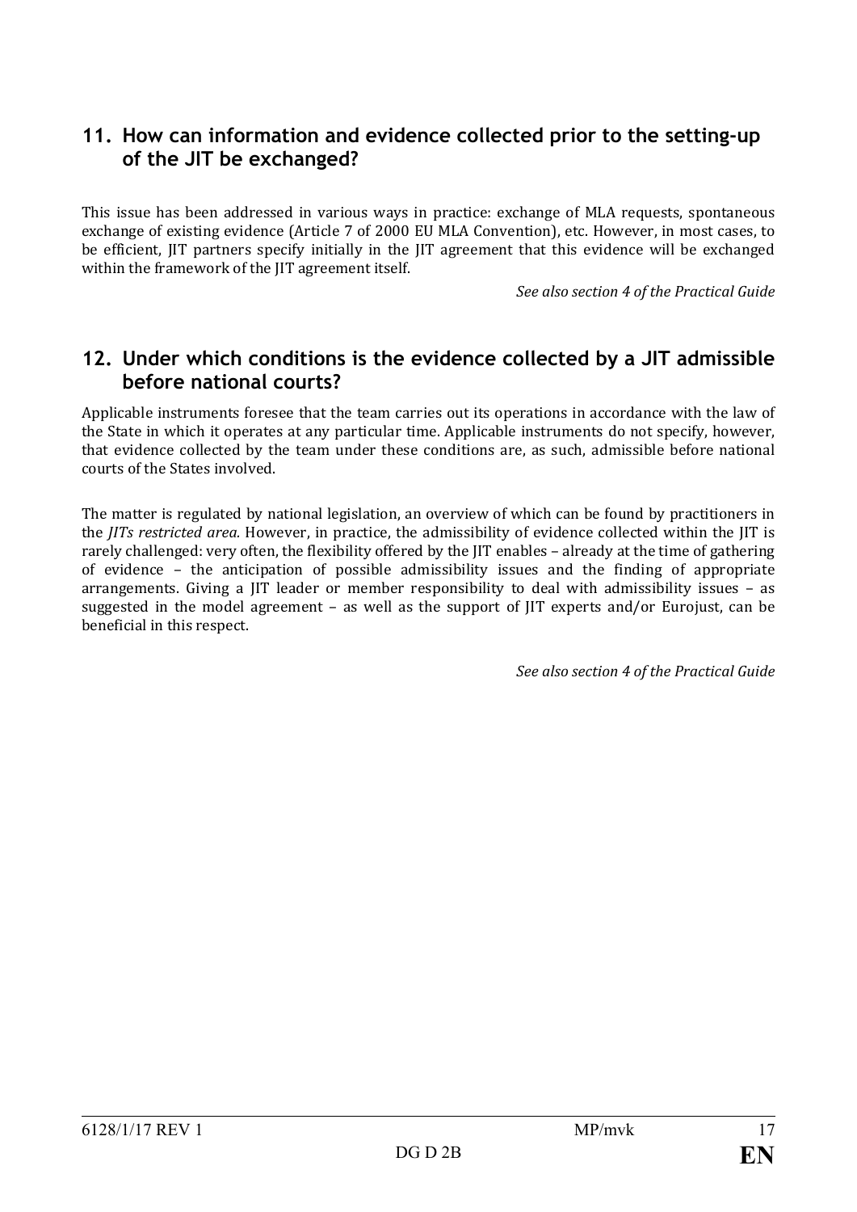## 11. How can information and evidence collected prior to the setting-up of the JIT be exchanged?

This issue has been addressed in various ways in practice: exchange of MLA requests, spontaneous exchange of existing evidence (Article 7 of 2000 EU MLA Convention), etc. However, in most cases, to be efficient, JIT partners specify initially in the JIT agreement that this evidence will be exchanged within the framework of the JIT agreement itself.

*See also section 4 of the Practical Guide*

## 12. Under which conditions is the evidence collected by a JIT admissible before national courts?

Applicable instruments foresee that the team carries out its operations in accordance with the law of the State in which it operates at any particular time. Applicable instruments do not specify, however, that evidence collected by the team under these conditions are, as such, admissible before national courts of the States involved.

The matter is regulated by national legislation, an overview of which can be found by practitioners in the *JITs restricted area.* However, in practice, the admissibility of evidence collected within the JIT is rarely challenged: very often, the flexibility offered by the JIT enables – already at the time of gathering of evidence – the anticipation of possible admissibility issues and the finding of appropriate arrangements. Giving a JIT leader or member responsibility to deal with admissibility issues – as suggested in the model agreement – as well as the support of JIT experts and/or Eurojust, can be beneficial in this respect.

*See also section 4 of the Practical Guide*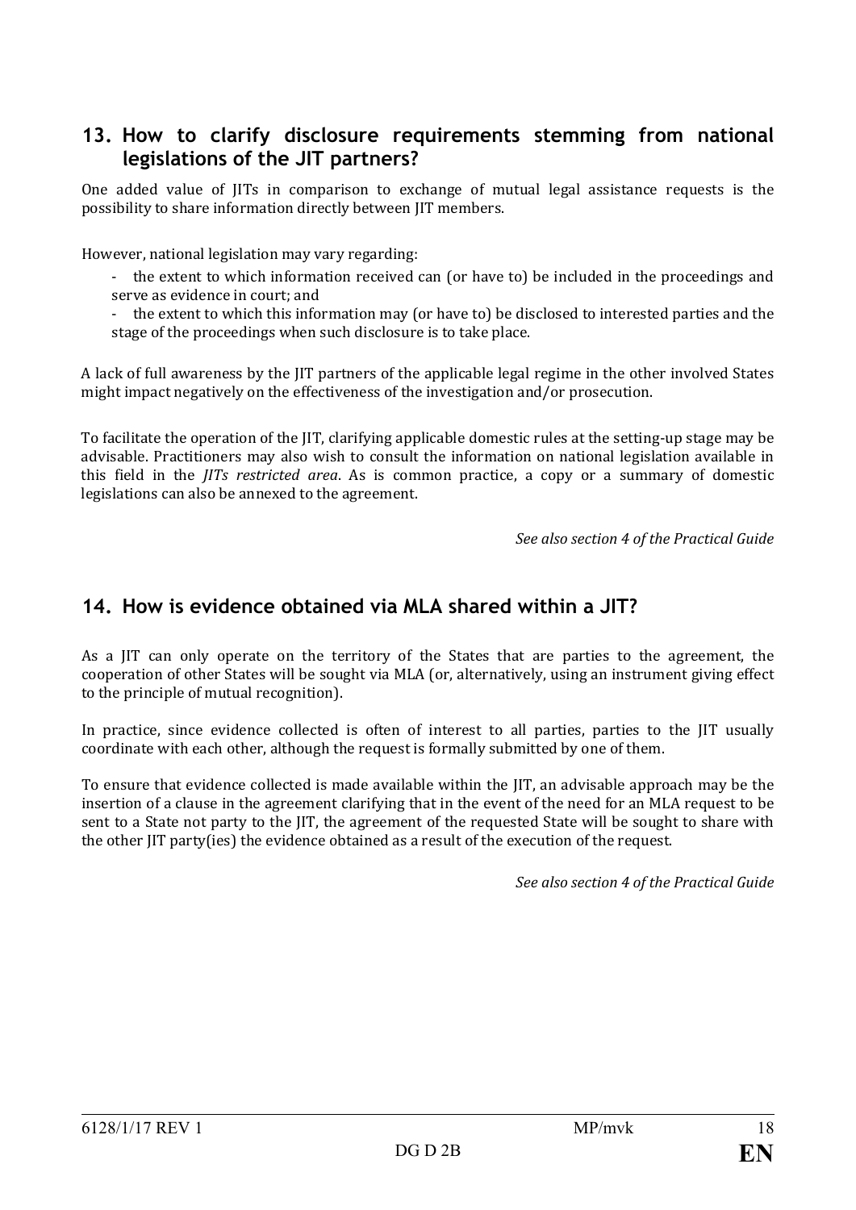## 13. How to clarify disclosure requirements stemming from national legislations of the JIT partners?

One added value of JITs in comparison to exchange of mutual legal assistance requests is the possibility to share information directly between JIT members.

However, national legislation may vary regarding:

- the extent to which information received can (or have to) be included in the proceedings and serve as evidence in court; and
- the extent to which this information may (or have to) be disclosed to interested parties and the stage of the proceedings when such disclosure is to take place.

A lack of full awareness by the JIT partners of the applicable legal regime in the other involved States might impact negatively on the effectiveness of the investigation and/or prosecution.

To facilitate the operation of the JIT, clarifying applicable domestic rules at the setting-up stage may be advisable. Practitioners may also wish to consult the information on national legislation available in this field in the *JITs restricted area*. As is common practice, a copy or a summary of domestic legislations can also be annexed to the agreement.

*See also section 4 of the Practical Guide*

## 14. How is evidence obtained via MLA shared within a JIT?

As a JIT can only operate on the territory of the States that are parties to the agreement, the cooperation of other States will be sought via MLA (or, alternatively, using an instrument giving effect to the principle of mutual recognition).

In practice, since evidence collected is often of interest to all parties, parties to the JIT usually coordinate with each other, although the request is formally submitted by one of them.

To ensure that evidence collected is made available within the JIT, an advisable approach may be the insertion of a clause in the agreement clarifying that in the event of the need for an MLA request to be sent to a State not party to the JIT, the agreement of the requested State will be sought to share with the other JIT party(ies) the evidence obtained as a result of the execution of the request.

*See also section 4 of the Practical Guide*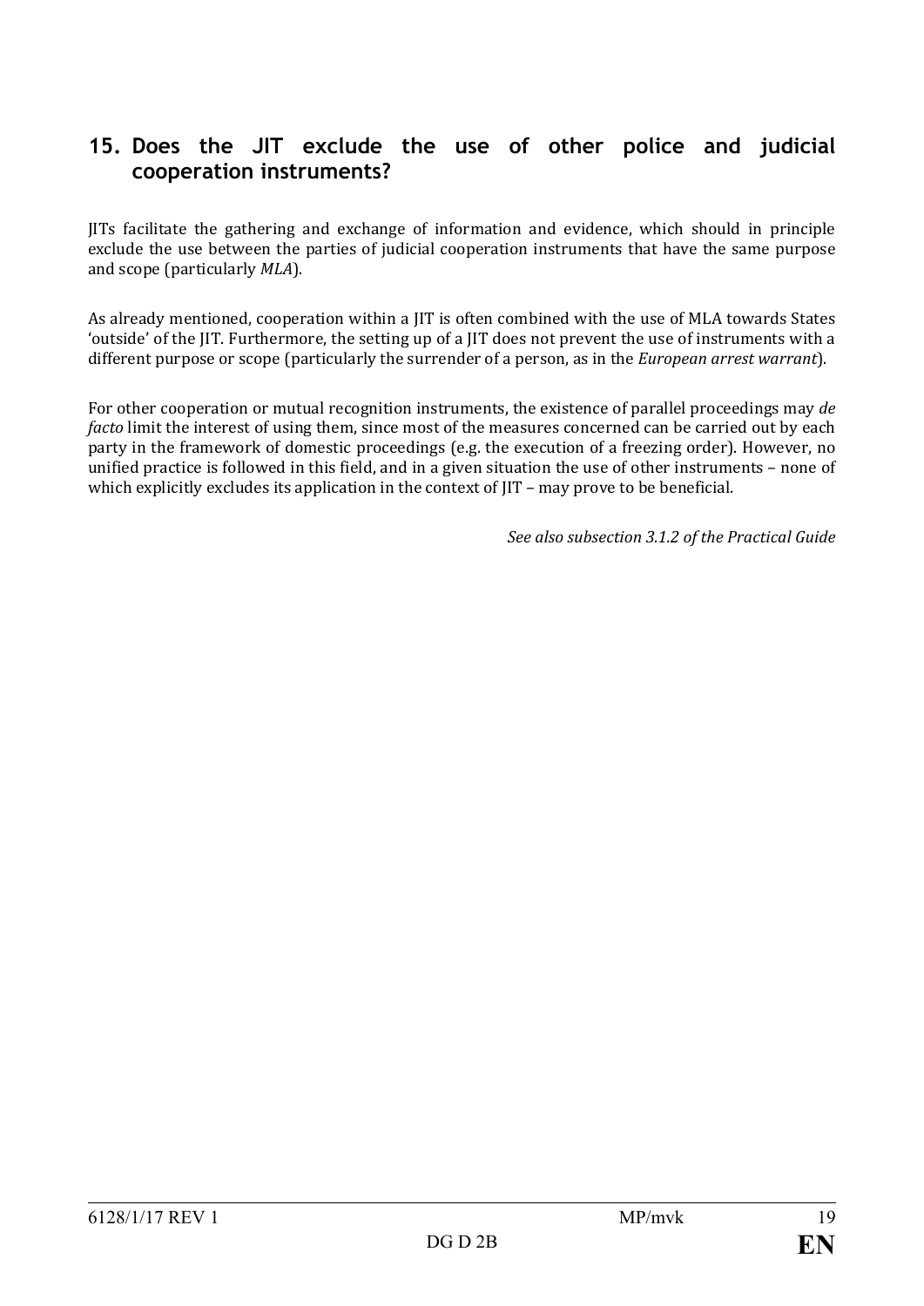## 15. Does the JIT exclude the use of other police and judicial cooperation instruments?

JITs facilitate the gathering and exchange of information and evidence, which should in principle exclude the use between the parties of judicial cooperation instruments that have the same purpose and scope (particularly *MLA*).

As already mentioned, cooperation within a JIT is often combined with the use of MLA towards States 'outside' of the JIT. Furthermore, the setting up of a JIT does not prevent the use of instruments with a different purpose or scope (particularly the surrender of a person, as in the *European arrest warrant*).

For other cooperation or mutual recognition instruments, the existence of parallel proceedings may *de facto* limit the interest of using them, since most of the measures concerned can be carried out by each party in the framework of domestic proceedings (e.g. the execution of a freezing order). However, no unified practice is followed in this field, and in a given situation the use of other instruments – none of which explicitly excludes its application in the context of JIT – may prove to be beneficial.

*See also subsection 3.1.2 of the Practical Guide*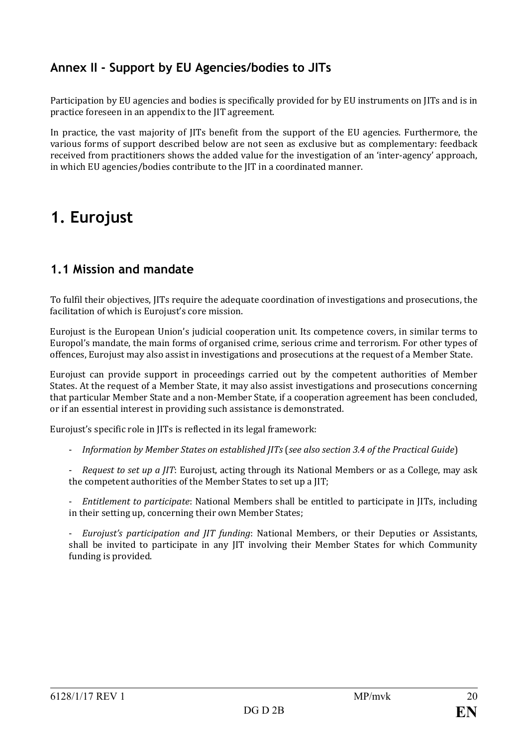## Annex II - Support by EU Agencies/bodies to JITs

Participation by EU agencies and bodies is specifically provided for by EU instruments on JITs and is in practice foreseen in an appendix to the JIT agreement.

In practice, the vast majority of JITs benefit from the support of the EU agencies. Furthermore, the various forms of support described below are not seen as exclusive but as complementary: feedback received from practitioners shows the added value for the investigation of an 'inter-agency' approach, in which EU agencies/bodies contribute to the JIT in a coordinated manner.

# 1. Eurojust

## 1.1 Mission and mandate

To fulfil their objectives, JITs require the adequate coordination of investigations and prosecutions, the facilitation of which is Eurojust's core mission.

Eurojust is the European Union's judicial cooperation unit. Its competence covers, in similar terms to Europol's mandate, the main forms of organised crime, serious crime and terrorism. For other types of offences, Eurojust may also assist in investigations and prosecutions at the request of a Member State.

Eurojust can provide support in proceedings carried out by the competent authorities of Member States. At the request of a Member State, it may also assist investigations and prosecutions concerning that particular Member State and a non-Member State, if a cooperation agreement has been concluded, or if an essential interest in providing such assistance is demonstrated.

Eurojust's specific role in JITs is reflected in its legal framework:

- *Information by Member States on established JITs* (*see also section 3.4 of the Practical Guide*)
- *Request to set up a JIT*: Eurojust, acting through its National Members or as a College, may ask the competent authorities of the Member States to set up a JIT;
- *Entitlement to participate*: National Members shall be entitled to participate in JITs, including in their setting up, concerning their own Member States;
- *Eurojust's participation and JIT funding*: National Members, or their Deputies or Assistants, shall be invited to participate in any JIT involving their Member States for which Community funding is provided.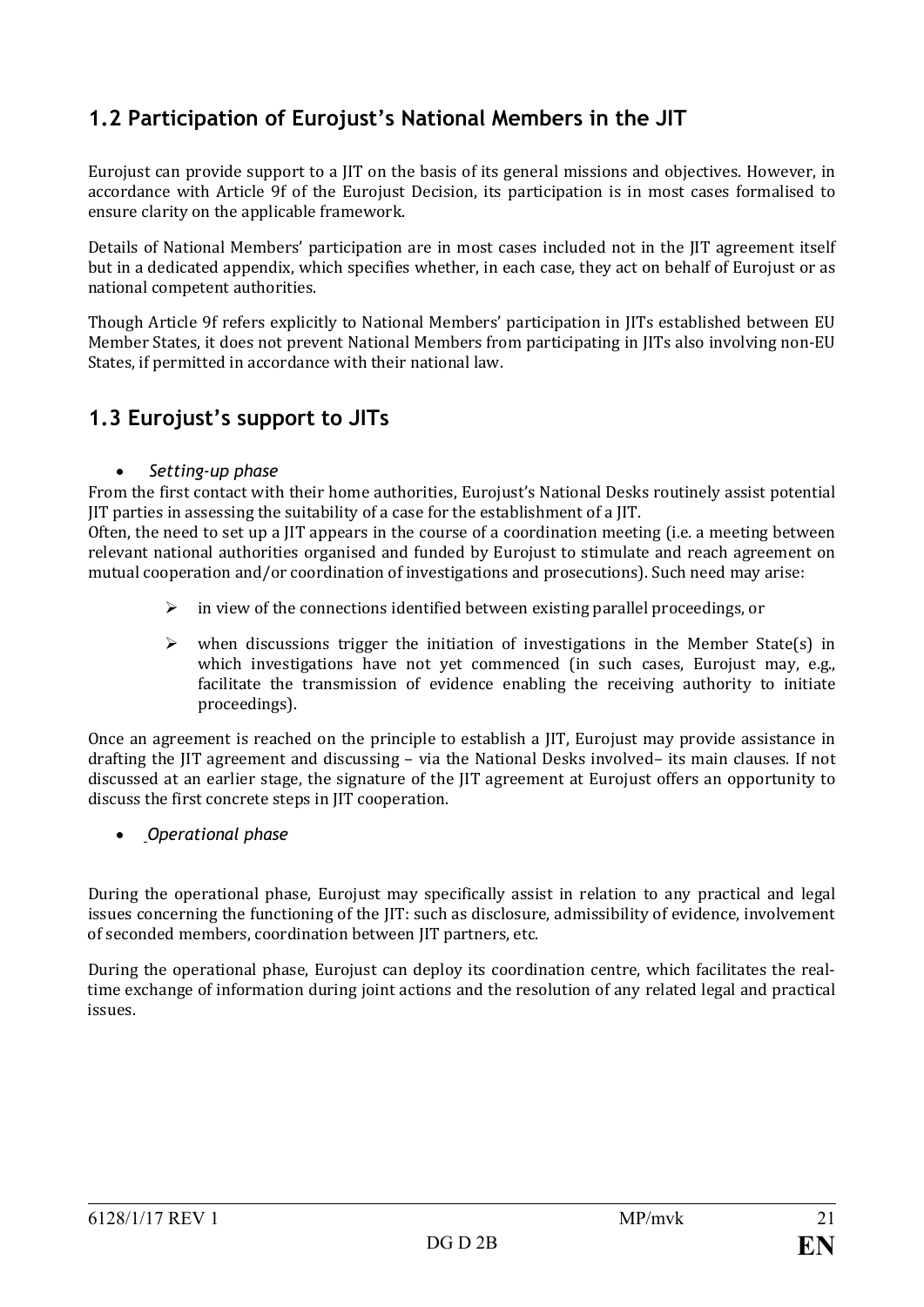## 1.2 Participation of Eurojust's National Members in the JIT

Eurojust can provide support to a JIT on the basis of its general missions and objectives. However, in accordance with Article 9f of the Eurojust Decision, its participation is in most cases formalised to ensure clarity on the applicable framework.

Details of National Members' participation are in most cases included not in the JIT agreement itself but in a dedicated appendix, which specifies whether, in each case, they act on behalf of Eurojust or as national competent authorities.

Though Article 9f refers explicitly to National Members' participation in JITs established between EU Member States, it does not prevent National Members from participating in JITs also involving non-EU States, if permitted in accordance with their national law.

## 1.3 Eurojust's support to JITs

- *Setting-up phase*

From the first contact with their home authorities, Eurojust's National Desks routinely assist potential JIT parties in assessing the suitability of a case for the establishment of a JIT.

Often, the need to set up a JIT appears in the course of a coordination meeting (i.e. a meeting between relevant national authorities organised and funded by Eurojust to stimulate and reach agreement on mutual cooperation and/or coordination of investigations and prosecutions). Such need may arise:

- in view of the connections identified between existing parallel proceedings, or
- when discussions trigger the initiation of investigations in the Member State(s) in which investigations have not yet commenced (in such cases, Eurojust may, e.g., facilitate the transmission of evidence enabling the receiving authority to initiate proceedings).

Once an agreement is reached on the principle to establish a JIT, Eurojust may provide assistance in drafting the JIT agreement and discussing – via the National Desks involved– its main clauses. If not discussed at an earlier stage, the signature of the JIT agreement at Eurojust offers an opportunity to discuss the first concrete steps in JIT cooperation.

- *Operational phase*

During the operational phase, Eurojust may specifically assist in relation to any practical and legal issues concerning the functioning of the JIT: such as disclosure, admissibility of evidence, involvement of seconded members, coordination between JIT partners, etc.

During the operational phase, Eurojust can deploy its coordination centre, which facilitates the real-time exchange of information during joint actions and the resolution of any related legal and practical issues.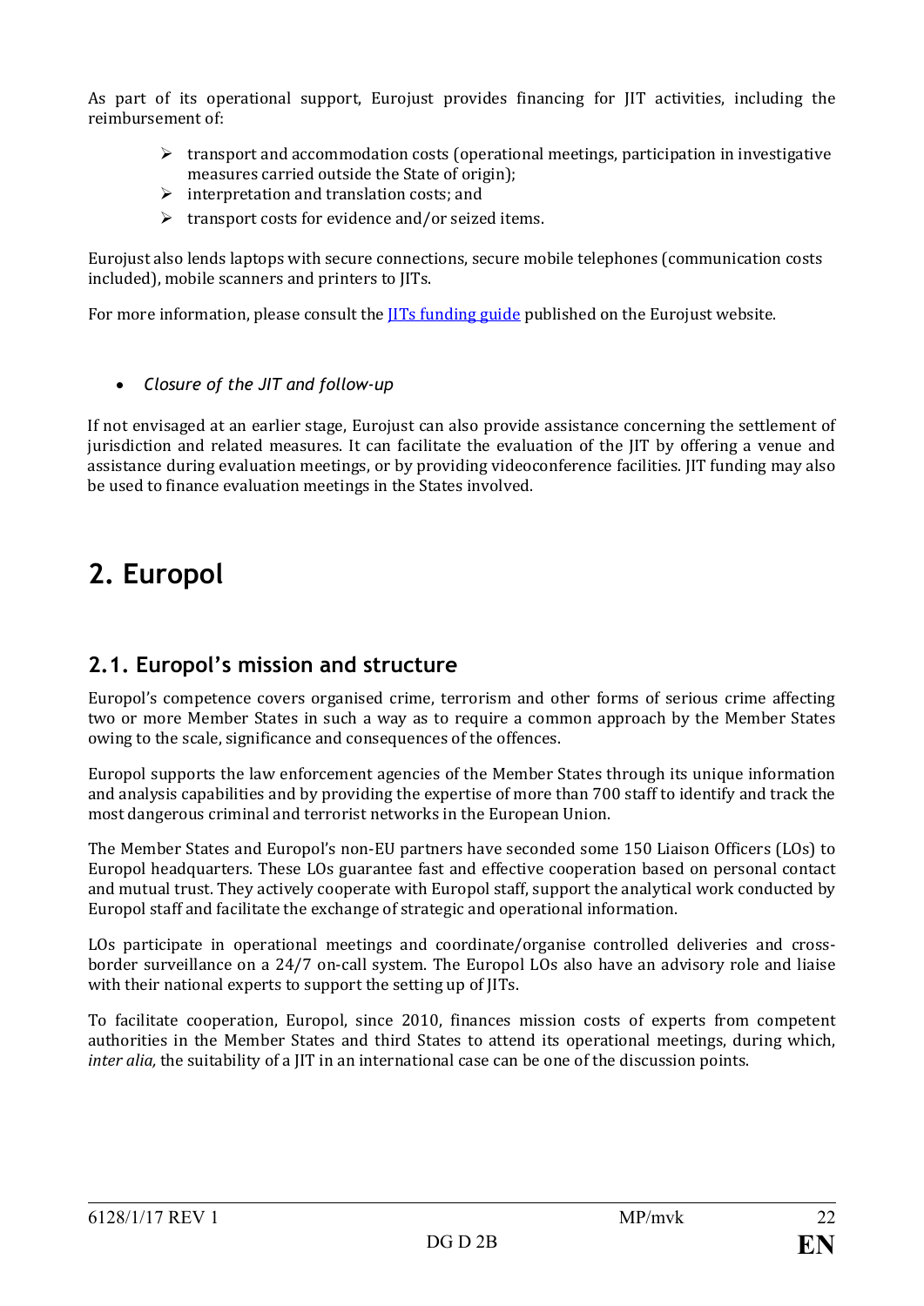As part of its operational support, Eurojust provides financing for JIT activities, including the reimbursement of:

- transport and accommodation costs (operational meetings, participation in investigative measures carried outside the State of origin);
- interpretation and translation costs; and
- transport costs for evidence and/or seized items.

Eurojust also lends laptops with secure connections, secure mobile telephones (communication costs included), mobile scanners and printers to JITs.

For more information, please consult the [JITs funding guide] published on the Eurojust website.

- *Closure of the JIT and follow-up*

If not envisaged at an earlier stage, Eurojust can also provide assistance concerning the settlement of jurisdiction and related measures. It can facilitate the evaluation of the JIT by offering a venue and assistance during evaluation meetings, or by providing videoconference facilities. JIT funding may also be used to finance evaluation meetings in the States involved.

# 2. Europol

## 2.1. Europol's mission and structure

Europol's competence covers organised crime, terrorism and other forms of serious crime affecting two or more Member States in such a way as to require a common approach by the Member States owing to the scale, significance and consequences of the offences.

Europol supports the law enforcement agencies of the Member States through its unique information and analysis capabilities and by providing the expertise of more than 700 staff to identify and track the most dangerous criminal and terrorist networks in the European Union.

The Member States and Europol's non-EU partners have seconded some 150 Liaison Officers (LOs) to Europol headquarters. These LOs guarantee fast and effective cooperation based on personal contact and mutual trust. They actively cooperate with Europol staff, support the analytical work conducted by Europol staff and facilitate the exchange of strategic and operational information.

LOs participate in operational meetings and coordinate/organise controlled deliveries and cross-border surveillance on a 24/7 on-call system. The Europol LOs also have an advisory role and liaise with their national experts to support the setting up of JITs.

To facilitate cooperation, Europol, since 2010, finances mission costs of experts from competent authorities in the Member States and third States to attend its operational meetings, during which, *inter alia,* the suitability of a JIT in an international case can be one of the discussion points.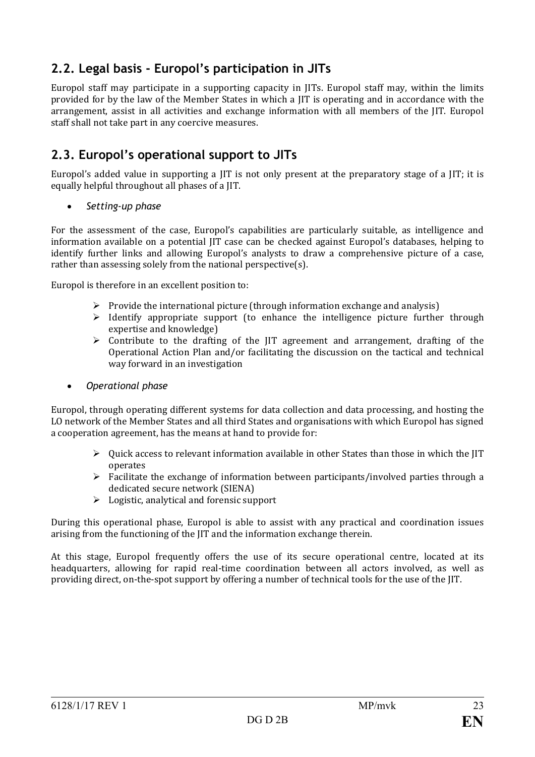## 2.2. Legal basis - Europol's participation in JITs

Europol staff may participate in a supporting capacity in JITs. Europol staff may, within the limits provided for by the law of the Member States in which a JIT is operating and in accordance with the arrangement, assist in all activities and exchange information with all members of the JIT. Europol staff shall not take part in any coercive measures.

## 2.3. Europol's operational support to JITs

Europol's added value in supporting a JIT is not only present at the preparatory stage of a JIT; it is equally helpful throughout all phases of a JIT.

- *Setting-up phase*

For the assessment of the case, Europol's capabilities are particularly suitable, as intelligence and information available on a potential JIT case can be checked against Europol's databases, helping to identify further links and allowing Europol's analysts to draw a comprehensive picture of a case, rather than assessing solely from the national perspective(s).

Europol is therefore in an excellent position to:

- Provide the international picture (through information exchange and analysis)
- Identify appropriate support (to enhance the intelligence picture further through expertise and knowledge)
- Contribute to the drafting of the JIT agreement and arrangement, drafting of the Operational Action Plan and/or facilitating the discussion on the tactical and technical way forward in an investigation

- *Operational phase*

Europol, through operating different systems for data collection and data processing, and hosting the LO network of the Member States and all third States and organisations with which Europol has signed a cooperation agreement, has the means at hand to provide for:

- Quick access to relevant information available in other States than those in which the JIT operates
- Facilitate the exchange of information between participants/involved parties through a dedicated secure network (SIENA)
- Logistic, analytical and forensic support

During this operational phase, Europol is able to assist with any practical and coordination issues arising from the functioning of the JIT and the information exchange therein.

At this stage, Europol frequently offers the use of its secure operational centre, located at its headquarters, allowing for rapid real-time coordination between all actors involved, as well as providing direct, on-the-spot support by offering a number of technical tools for the use of the JIT.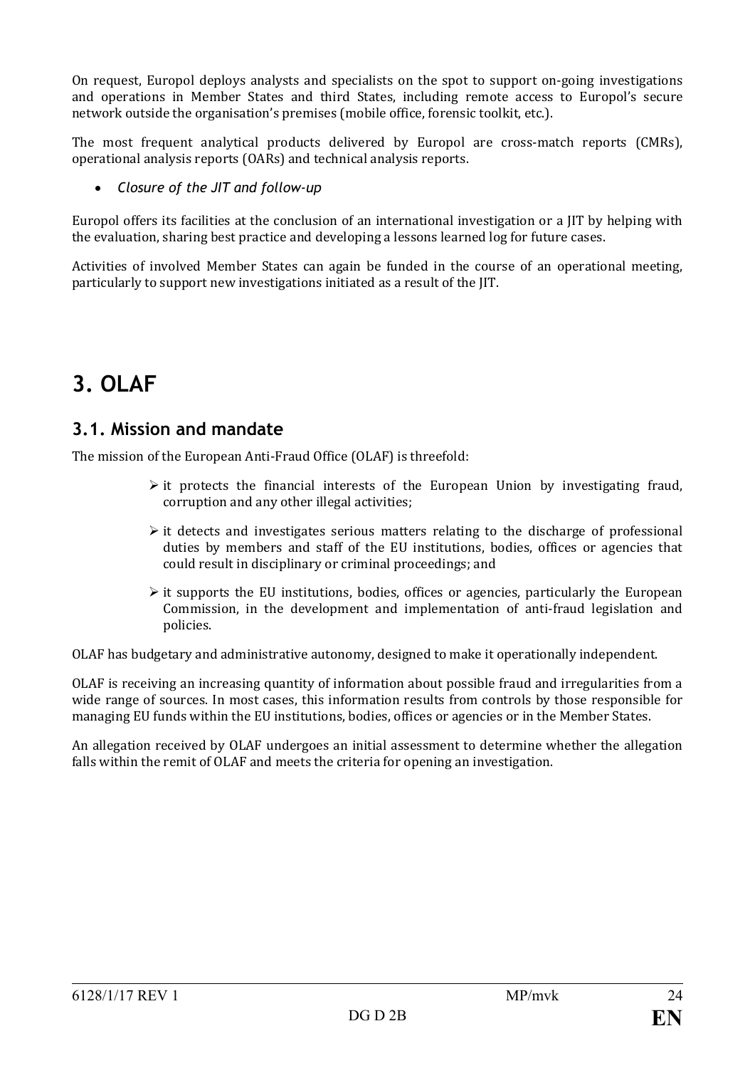On request, Europol deploys analysts and specialists on the spot to support on-going investigations and operations in Member States and third States, including remote access to Europol's secure network outside the organisation's premises (mobile office, forensic toolkit, etc.).

The most frequent analytical products delivered by Europol are cross-match reports (CMRs), operational analysis reports (OARs) and technical analysis reports.

- *Closure of the JIT and follow-up*

Europol offers its facilities at the conclusion of an international investigation or a JIT by helping with the evaluation, sharing best practice and developing a lessons learned log for future cases.

Activities of involved Member States can again be funded in the course of an operational meeting, particularly to support new investigations initiated as a result of the JIT.

# 3. OLAF

## 3.1. Mission and mandate

The mission of the European Anti-Fraud Office (OLAF) is threefold:

- it protects the financial interests of the European Union by investigating fraud, corruption and any other illegal activities;
- it detects and investigates serious matters relating to the discharge of professional duties by members and staff of the EU institutions, bodies, offices or agencies that could result in disciplinary or criminal proceedings; and
- it supports the EU institutions, bodies, offices or agencies, particularly the European Commission, in the development and implementation of anti-fraud legislation and policies.

OLAF has budgetary and administrative autonomy, designed to make it operationally independent.

OLAF is receiving an increasing quantity of information about possible fraud and irregularities from a wide range of sources. In most cases, this information results from controls by those responsible for managing EU funds within the EU institutions, bodies, offices or agencies or in the Member States.

An allegation received by OLAF undergoes an initial assessment to determine whether the allegation falls within the remit of OLAF and meets the criteria for opening an investigation.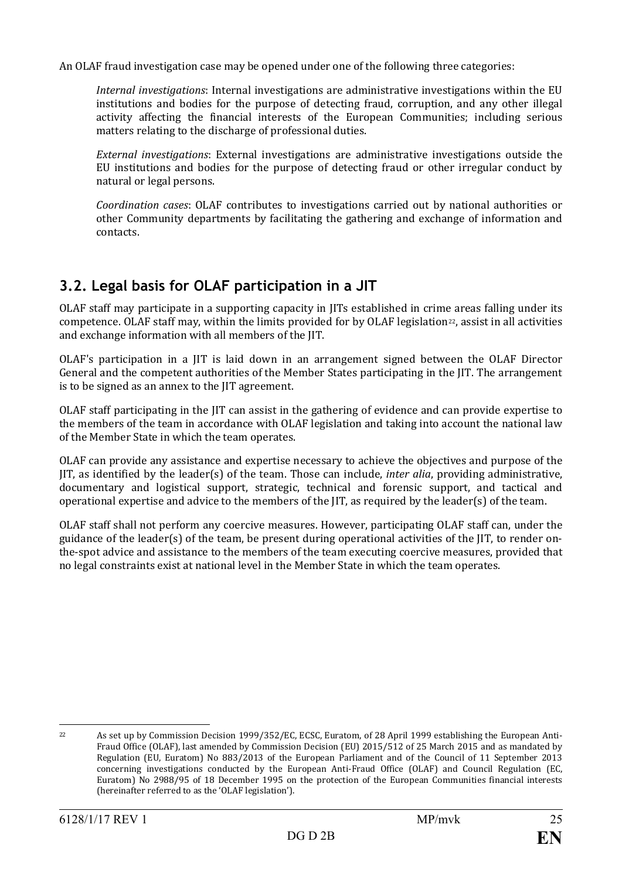An OLAF fraud investigation case may be opened under one of the following three categories:

*Internal investigations*: Internal investigations are administrative investigations within the EU institutions and bodies for the purpose of detecting fraud, corruption, and any other illegal activity affecting the financial interests of the European Communities; including serious matters relating to the discharge of professional duties.

*External investigations*: External investigations are administrative investigations outside the EU institutions and bodies for the purpose of detecting fraud or other irregular conduct by natural or legal persons.

*Coordination cases*: OLAF contributes to investigations carried out by national authorities or other Community departments by facilitating the gathering and exchange of information and contacts.

## 3.2. Legal basis for OLAF participation in a JIT

OLAF staff may participate in a supporting capacity in JITs established in crime areas falling under its competence. OLAF staff may, within the limits provided for by OLAF legislation[22], assist in all activities and exchange information with all members of the JIT.

OLAF's participation in a JIT is laid down in an arrangement signed between the OLAF Director General and the competent authorities of the Member States participating in the JIT. The arrangement is to be signed as an annex to the JIT agreement.

OLAF staff participating in the JIT can assist in the gathering of evidence and can provide expertise to the members of the team in accordance with OLAF legislation and taking into account the national law of the Member State in which the team operates.

OLAF can provide any assistance and expertise necessary to achieve the objectives and purpose of the JIT, as identified by the leader(s) of the team. Those can include, *inter alia*, providing administrative, documentary and logistical support, strategic, technical and forensic support, and tactical and operational expertise and advice to the members of the JIT, as required by the leader(s) of the team.

OLAF staff shall not perform any coercive measures. However, participating OLAF staff can, under the guidance of the leader(s) of the team, be present during operational activities of the JIT, to render on-the-spot advice and assistance to the members of the team executing coercive measures, provided that no legal constraints exist at national level in the Member State in which the team operates.

---

[22] As set up by Commission Decision 1999/352/EC, ECSC, Euratom, of 28 April 1999 establishing the European Anti-Fraud Office (OLAF), last amended by Commission Decision (EU) 2015/512 of 25 March 2015 and as mandated by Regulation (EU, Euratom) No 883/2013 of the European Parliament and of the Council of 11 September 2013 concerning investigations conducted by the European Anti-Fraud Office (OLAF) and Council Regulation (EC, Euratom) No 2988/95 of 18 December 1995 on the protection of the European Communities financial interests (hereinafter referred to as the 'OLAF legislation').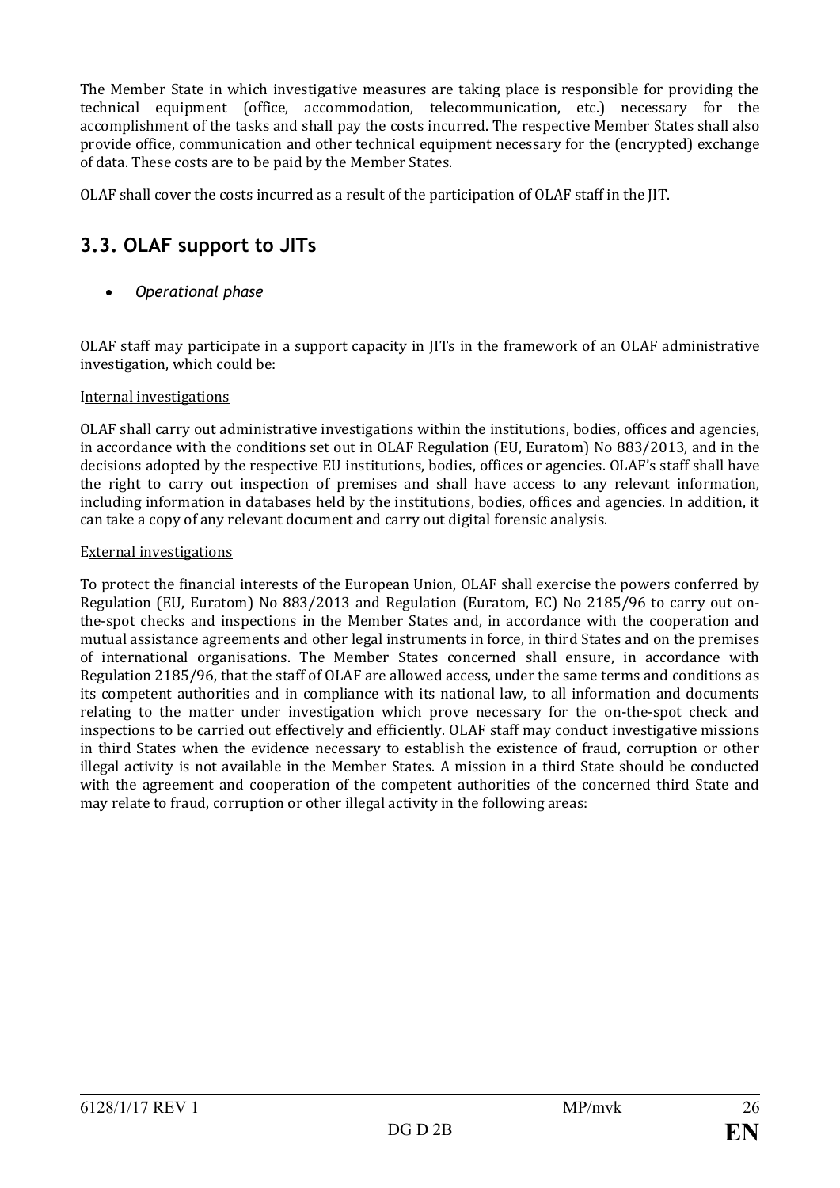The Member State in which investigative measures are taking place is responsible for providing the technical equipment (office, accommodation, telecommunication, etc.) necessary for the accomplishment of the tasks and shall pay the costs incurred. The respective Member States shall also provide office, communication and other technical equipment necessary for the (encrypted) exchange of data. These costs are to be paid by the Member States.

OLAF shall cover the costs incurred as a result of the participation of OLAF staff in the JIT.

## 3.3. OLAF support to JITs

- *Operational phase*

OLAF staff may participate in a support capacity in JITs in the framework of an OLAF administrative investigation, which could be:

Internal investigations

OLAF shall carry out administrative investigations within the institutions, bodies, offices and agencies, in accordance with the conditions set out in OLAF Regulation (EU, Euratom) No 883/2013, and in the decisions adopted by the respective EU institutions, bodies, offices or agencies. OLAF's staff shall have the right to carry out inspection of premises and shall have access to any relevant information, including information in databases held by the institutions, bodies, offices and agencies. In addition, it can take a copy of any relevant document and carry out digital forensic analysis.

External investigations

To protect the financial interests of the European Union, OLAF shall exercise the powers conferred by Regulation (EU, Euratom) No 883/2013 and Regulation (Euratom, EC) No 2185/96 to carry out on-the-spot checks and inspections in the Member States and, in accordance with the cooperation and mutual assistance agreements and other legal instruments in force, in third States and on the premises of international organisations. The Member States concerned shall ensure, in accordance with Regulation 2185/96, that the staff of OLAF are allowed access, under the same terms and conditions as its competent authorities and in compliance with its national law, to all information and documents relating to the matter under investigation which prove necessary for the on-the-spot check and inspections to be carried out effectively and efficiently. OLAF staff may conduct investigative missions in third States when the evidence necessary to establish the existence of fraud, corruption or other illegal activity is not available in the Member States. A mission in a third State should be conducted with the agreement and cooperation of the competent authorities of the concerned third State and may relate to fraud, corruption or other illegal activity in the following areas: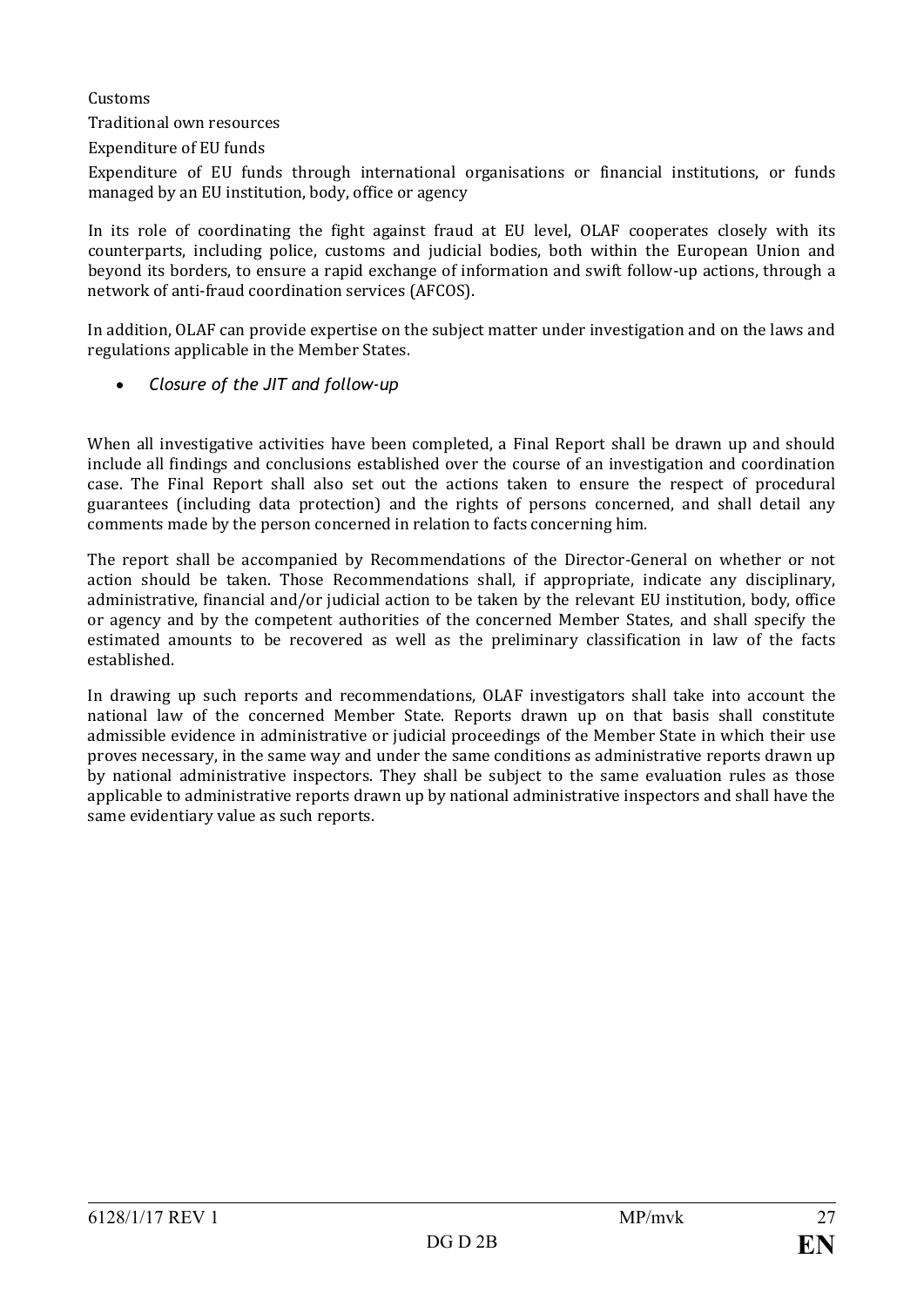Customs

Traditional own resources

Expenditure of EU funds

Expenditure of EU funds through international organisations or financial institutions, or funds managed by an EU institution, body, office or agency

In its role of coordinating the fight against fraud at EU level, OLAF cooperates closely with its counterparts, including police, customs and judicial bodies, both within the European Union and beyond its borders, to ensure a rapid exchange of information and swift follow-up actions, through a network of anti-fraud coordination services (AFCOS).

In addition, OLAF can provide expertise on the subject matter under investigation and on the laws and regulations applicable in the Member States.

- *Closure of the JIT and follow-up*

When all investigative activities have been completed, a Final Report shall be drawn up and should include all findings and conclusions established over the course of an investigation and coordination case. The Final Report shall also set out the actions taken to ensure the respect of procedural guarantees (including data protection) and the rights of persons concerned, and shall detail any comments made by the person concerned in relation to facts concerning him.

The report shall be accompanied by Recommendations of the Director-General on whether or not action should be taken. Those Recommendations shall, if appropriate, indicate any disciplinary, administrative, financial and/or judicial action to be taken by the relevant EU institution, body, office or agency and by the competent authorities of the concerned Member States, and shall specify the estimated amounts to be recovered as well as the preliminary classification in law of the facts established.

In drawing up such reports and recommendations, OLAF investigators shall take into account the national law of the concerned Member State. Reports drawn up on that basis shall constitute admissible evidence in administrative or judicial proceedings of the Member State in which their use proves necessary, in the same way and under the same conditions as administrative reports drawn up by national administrative inspectors. They shall be subject to the same evaluation rules as those applicable to administrative reports drawn up by national administrative inspectors and shall have the same evidentiary value as such reports.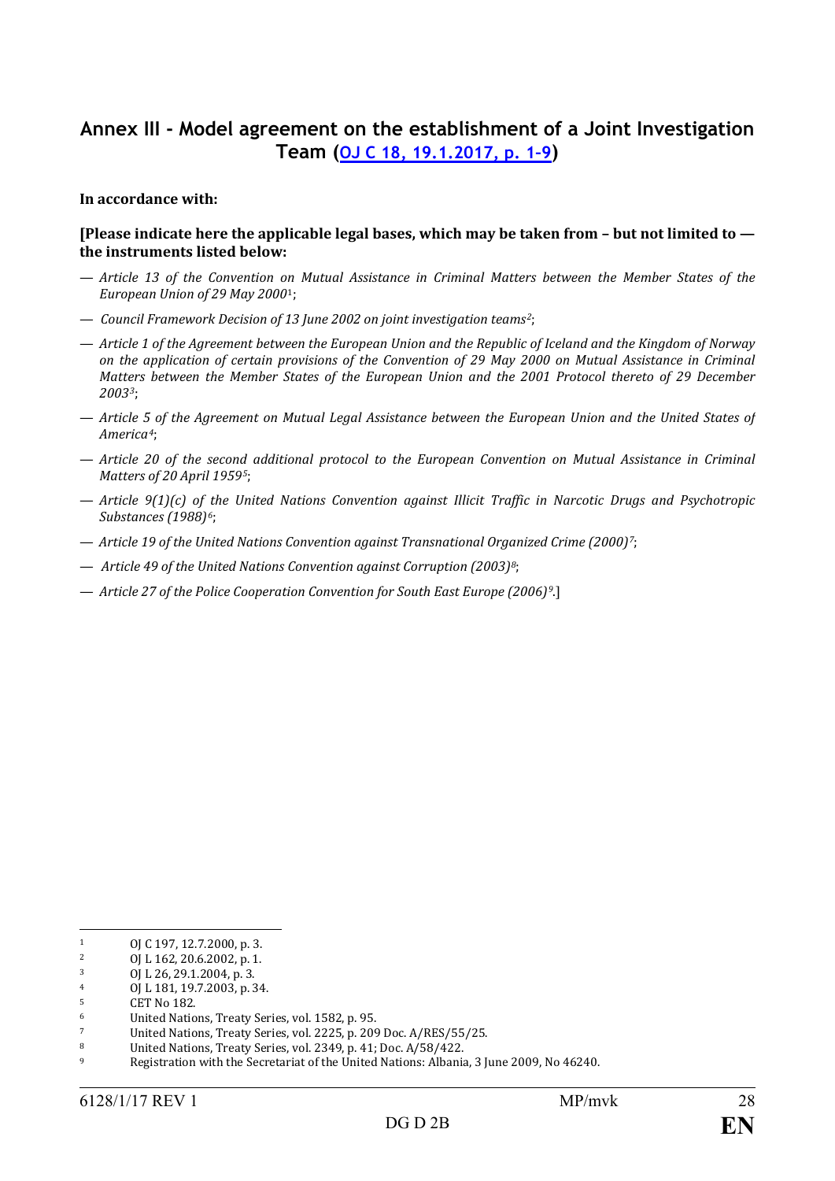## Annex III - Model agreement on the establishment of a Joint Investigation Team (OJ C 18, 19.1.2017, p. 1-9)

**In accordance with:**

**[Please indicate here the applicable legal bases, which may be taken from – but not limited to — the instruments listed below:**

— *Article 13 of the Convention on Mutual Assistance in Criminal Matters between the Member States of the European Union of 29 May 2000*[1];

— *Council Framework Decision of 13 June 2002 on joint investigation teams*[2];

— *Article 1 of the Agreement between the European Union and the Republic of Iceland and the Kingdom of Norway on the application of certain provisions of the Convention of 29 May 2000 on Mutual Assistance in Criminal Matters between the Member States of the European Union and the 2001 Protocol thereto of 29 December 2003*[3];

— *Article 5 of the Agreement on Mutual Legal Assistance between the European Union and the United States of America*[4];

— *Article 20 of the second additional protocol to the European Convention on Mutual Assistance in Criminal Matters of 20 April 1959*[5];

— *Article 9(1)(c) of the United Nations Convention against Illicit Traffic in Narcotic Drugs and Psychotropic Substances (1988)*[6];

— *Article 19 of the United Nations Convention against Transnational Organized Crime (2000)*[7];

— *Article 49 of the United Nations Convention against Corruption (2003)*[8];

— *Article 27 of the Police Cooperation Convention for South East Europe (2006)*[9].]

---

[1] OJ C 197, 12.7.2000, p. 3.

[2] OJ L 162, 20.6.2002, p. 1.

[3] OJ L 26, 29.1.2004, p. 3.

[4] OJ L 181, 19.7.2003, p. 34.

[5] CET No 182.

[6] United Nations, Treaty Series, vol. 1582, p. 95.

[7] United Nations, Treaty Series, vol. 2225, p. 209 Doc. A/RES/55/25.

[8] United Nations, Treaty Series, vol. 2349, p. 41; Doc. A/58/422.

[9] Registration with the Secretariat of the United Nations: Albania, 3 June 2009, No 46240.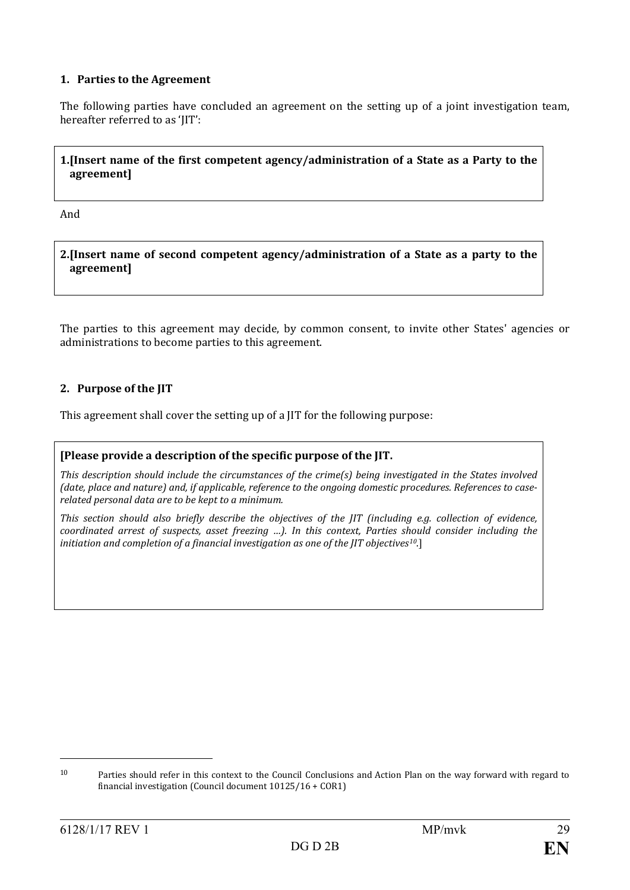## 1. Parties to the Agreement

The following parties have concluded an agreement on the setting up of a joint investigation team, hereafter referred to as 'JIT':

> **1.[Insert name of the first competent agency/administration of a State as a Party to the agreement]**

And

> **2.[Insert name of second competent agency/administration of a State as a party to the agreement]**

The parties to this agreement may decide, by common consent, to invite other States' agencies or administrations to become parties to this agreement.

## 2. Purpose of the JIT

This agreement shall cover the setting up of a JIT for the following purpose:

> **[Please provide a description of the specific purpose of the JIT.**
>
> *This description should include the circumstances of the crime(s) being investigated in the States involved (date, place and nature) and, if applicable, reference to the ongoing domestic procedures. References to case-related personal data are to be kept to a minimum.*
>
> *This section should also briefly describe the objectives of the JIT (including e.g. collection of evidence, coordinated arrest of suspects, asset freezing …). In this context, Parties should consider including the initiation and completion of a financial investigation as one of the JIT objectives*[10].]

---

[10] Parties should refer in this context to the Council Conclusions and Action Plan on the way forward with regard to financial investigation (Council document 10125/16 + COR1)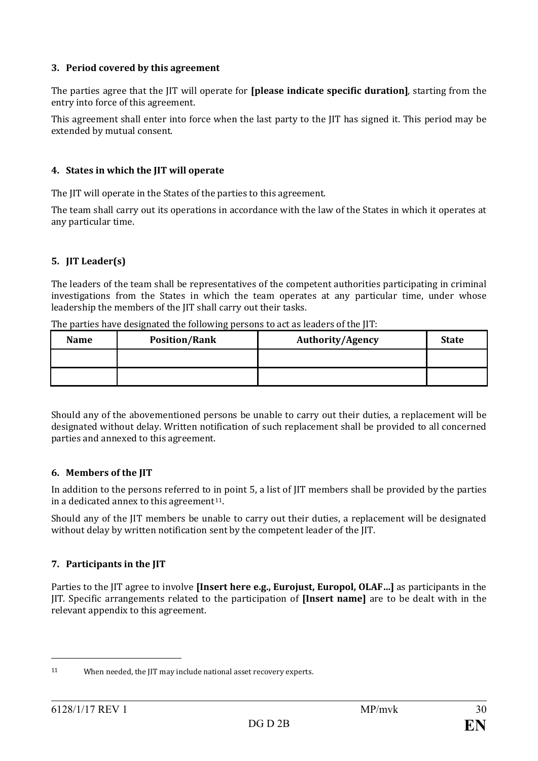## 3. Period covered by this agreement

The parties agree that the JIT will operate for **[please indicate specific duration]**, starting from the entry into force of this agreement.

This agreement shall enter into force when the last party to the JIT has signed it. This period may be extended by mutual consent.

## 4. States in which the JIT will operate

The JIT will operate in the States of the parties to this agreement.

The team shall carry out its operations in accordance with the law of the States in which it operates at any particular time.

## 5. JIT Leader(s)

The leaders of the team shall be representatives of the competent authorities participating in criminal investigations from the States in which the team operates at any particular time, under whose leadership the members of the JIT shall carry out their tasks.

The parties have designated the following persons to act as leaders of the JIT:

| Name | Position/Rank | Authority/Agency | State |
|---|---|---|---|
| | | | |
| | | | |

Should any of the abovementioned persons be unable to carry out their duties, a replacement will be designated without delay. Written notification of such replacement shall be provided to all concerned parties and annexed to this agreement.

## 6. Members of the JIT

In addition to the persons referred to in point 5, a list of JIT members shall be provided by the parties in a dedicated annex to this agreement[11].

Should any of the JIT members be unable to carry out their duties, a replacement will be designated without delay by written notification sent by the competent leader of the JIT.

## 7. Participants in the JIT

Parties to the JIT agree to involve **[Insert here e.g., Eurojust, Europol, OLAF…]** as participants in the JIT. Specific arrangements related to the participation of **[Insert name]** are to be dealt with in the relevant appendix to this agreement.

---

[11] When needed, the JIT may include national asset recovery experts.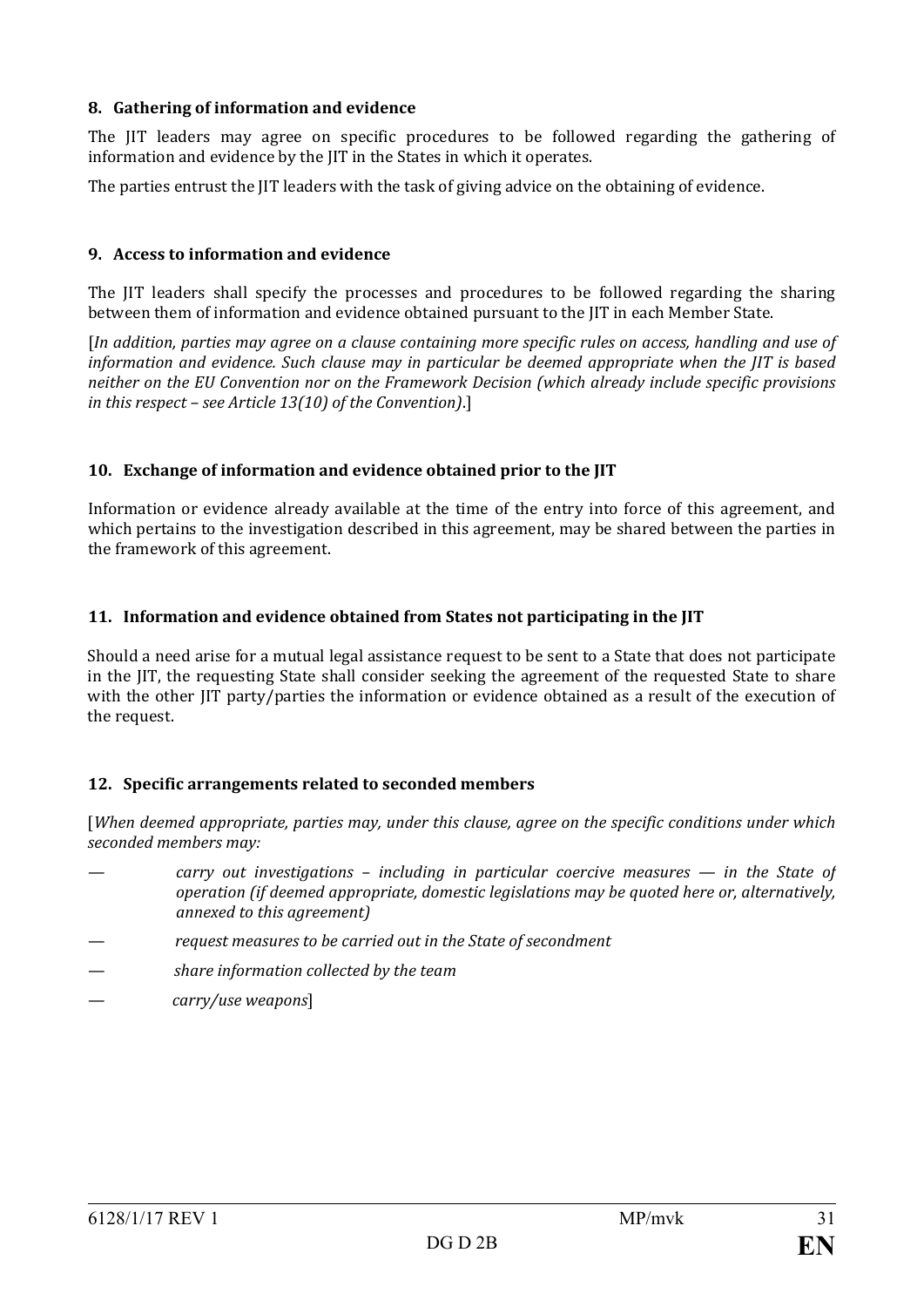**8. Gathering of information and evidence**

The JIT leaders may agree on specific procedures to be followed regarding the gathering of information and evidence by the JIT in the States in which it operates.

The parties entrust the JIT leaders with the task of giving advice on the obtaining of evidence.

**9. Access to information and evidence**

The JIT leaders shall specify the processes and procedures to be followed regarding the sharing between them of information and evidence obtained pursuant to the JIT in each Member State.

[*In addition, parties may agree on a clause containing more specific rules on access, handling and use of information and evidence. Such clause may in particular be deemed appropriate when the JIT is based neither on the EU Convention nor on the Framework Decision (which already include specific provisions in this respect – see Article 13(10) of the Convention)*.]

**10. Exchange of information and evidence obtained prior to the JIT**

Information or evidence already available at the time of the entry into force of this agreement, and which pertains to the investigation described in this agreement, may be shared between the parties in the framework of this agreement.

**11. Information and evidence obtained from States not participating in the JIT**

Should a need arise for a mutual legal assistance request to be sent to a State that does not participate in the JIT, the requesting State shall consider seeking the agreement of the requested State to share with the other JIT party/parties the information or evidence obtained as a result of the execution of the request.

**12. Specific arrangements related to seconded members**

[*When deemed appropriate, parties may, under this clause, agree on the specific conditions under which seconded members may:*

— *carry out investigations – including in particular coercive measures — in the State of operation (if deemed appropriate, domestic legislations may be quoted here or, alternatively, annexed to this agreement)*

— *request measures to be carried out in the State of secondment*

— *share information collected by the team*

— *carry/use weapons*]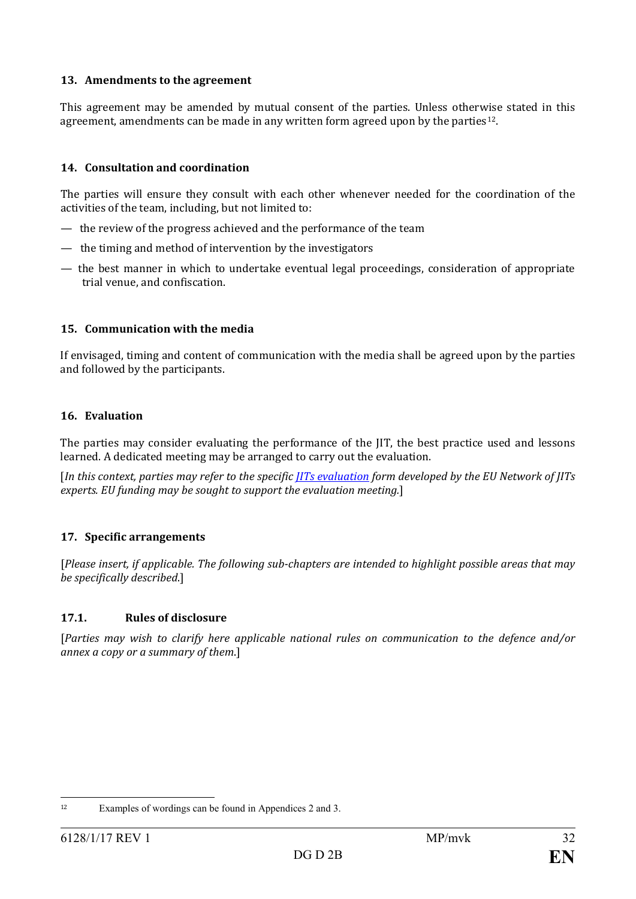## 13. Amendments to the agreement

This agreement may be amended by mutual consent of the parties. Unless otherwise stated in this agreement, amendments can be made in any written form agreed upon by the parties[12].

## 14. Consultation and coordination

The parties will ensure they consult with each other whenever needed for the coordination of the activities of the team, including, but not limited to:

— the review of the progress achieved and the performance of the team

— the timing and method of intervention by the investigators

— the best manner in which to undertake eventual legal proceedings, consideration of appropriate trial venue, and confiscation.

## 15. Communication with the media

If envisaged, timing and content of communication with the media shall be agreed upon by the parties and followed by the participants.

## 16. Evaluation

The parties may consider evaluating the performance of the JIT, the best practice used and lessons learned. A dedicated meeting may be arranged to carry out the evaluation.

[*In this context, parties may refer to the specific JITs evaluation form developed by the EU Network of JITs experts. EU funding may be sought to support the evaluation meeting.*]

## 17. Specific arrangements

[*Please insert, if applicable. The following sub-chapters are intended to highlight possible areas that may be specifically described.*]

### 17.1. Rules of disclosure

[*Parties may wish to clarify here applicable national rules on communication to the defence and/or annex a copy or a summary of them.*]

---

[12] Examples of wordings can be found in Appendices 2 and 3.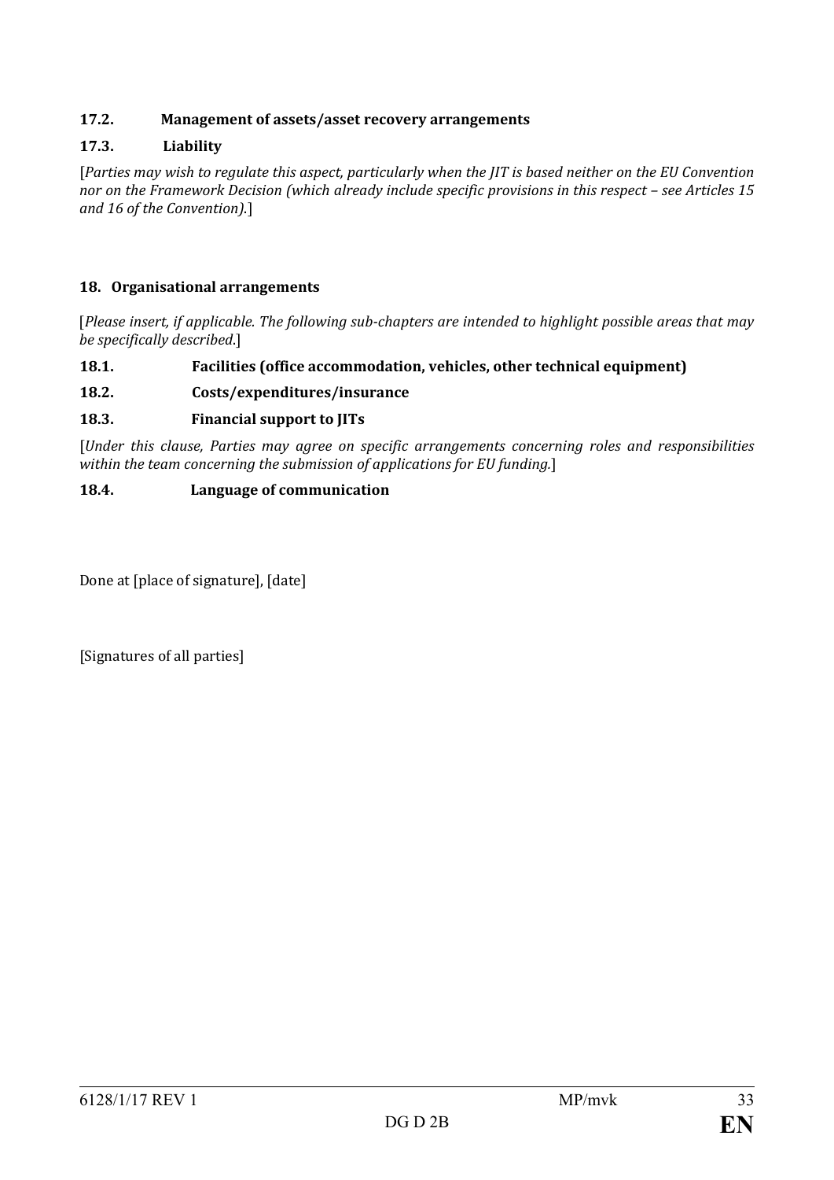### 17.2. Management of assets/asset recovery arrangements

### 17.3. Liability

[*Parties may wish to regulate this aspect, particularly when the JIT is based neither on the EU Convention nor on the Framework Decision (which already include specific provisions in this respect – see Articles 15 and 16 of the Convention).*]

## 18. Organisational arrangements

[*Please insert, if applicable. The following sub-chapters are intended to highlight possible areas that may be specifically described.*]

### 18.1. Facilities (office accommodation, vehicles, other technical equipment)

### 18.2. Costs/expenditures/insurance

### 18.3. Financial support to JITs

[*Under this clause, Parties may agree on specific arrangements concerning roles and responsibilities within the team concerning the submission of applications for EU funding.*]

### 18.4. Language of communication

Done at [place of signature], [date]

[Signatures of all parties]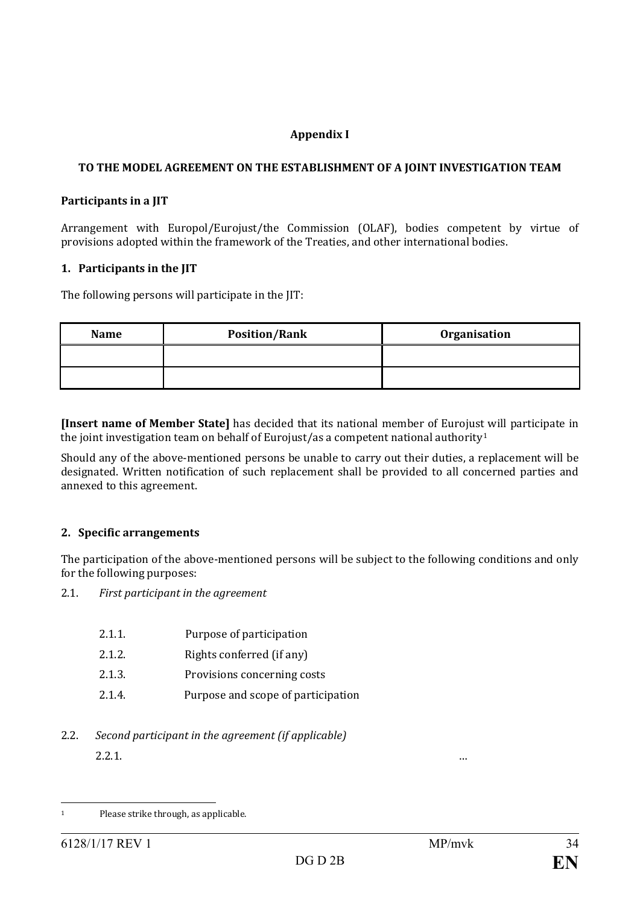**Appendix I**

**TO THE MODEL AGREEMENT ON THE ESTABLISHMENT OF A JOINT INVESTIGATION TEAM**

**Participants in a JIT**

Arrangement with Europol/Eurojust/the Commission (OLAF), bodies competent by virtue of provisions adopted within the framework of the Treaties, and other international bodies.

**1. Participants in the JIT**

The following persons will participate in the JIT:

| Name | Position/Rank | Organisation |
|---|---|---|
| | | |
| | | |

**[Insert name of Member State]** has decided that its national member of Eurojust will participate in the joint investigation team on behalf of Eurojust/as a competent national authority[1]

Should any of the above-mentioned persons be unable to carry out their duties, a replacement will be designated. Written notification of such replacement shall be provided to all concerned parties and annexed to this agreement.

**2. Specific arrangements**

The participation of the above-mentioned persons will be subject to the following conditions and only for the following purposes:

2.1. *First participant in the agreement*

2.1.1. Purpose of participation

2.1.2. Rights conferred (if any)

2.1.3. Provisions concerning costs

2.1.4. Purpose and scope of participation

2.2. *Second participant in the agreement (if applicable)*

2.2.1. …

[1] Please strike through, as applicable.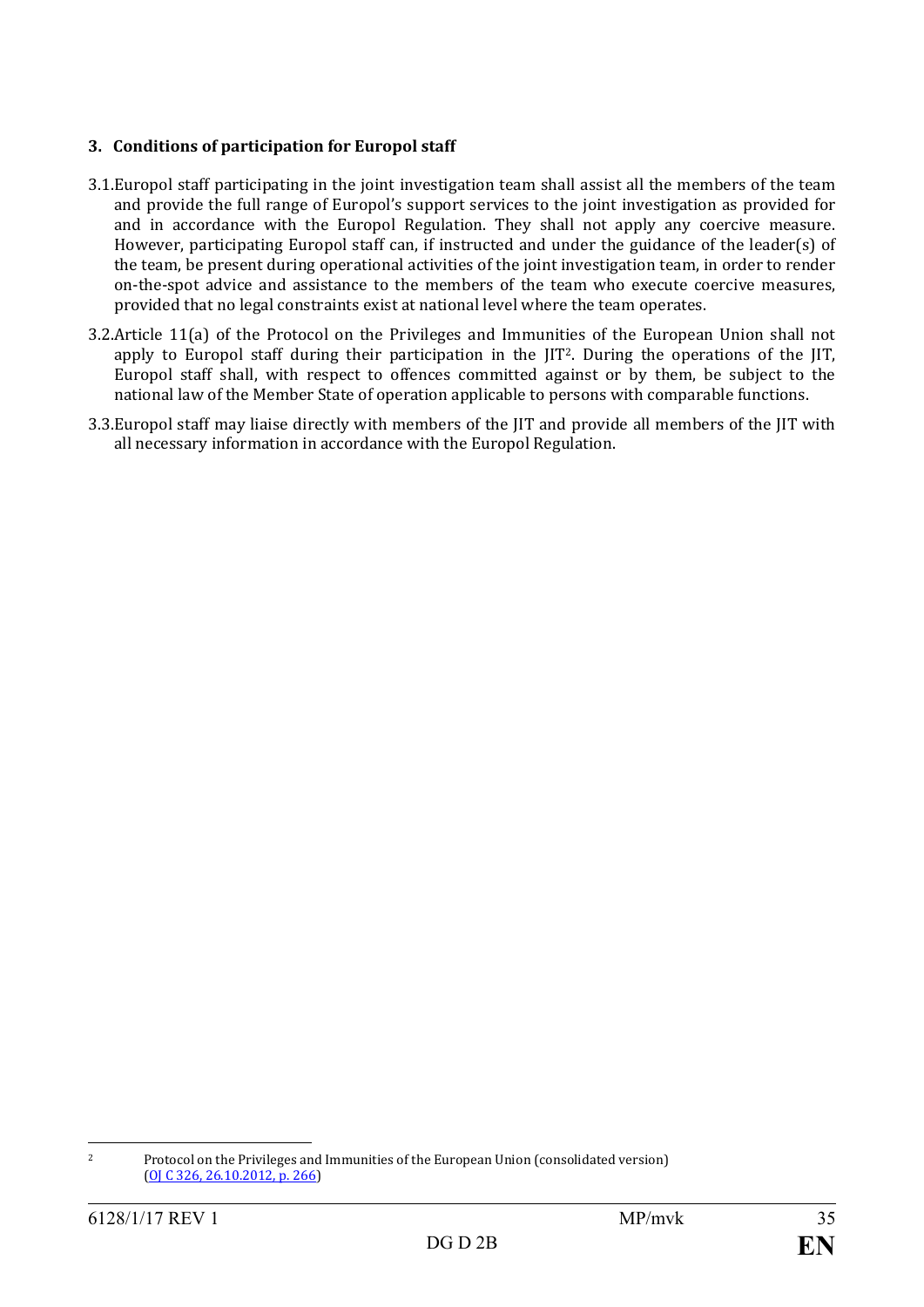### 3. Conditions of participation for Europol staff

3.1. Europol staff participating in the joint investigation team shall assist all the members of the team and provide the full range of Europol's support services to the joint investigation as provided for and in accordance with the Europol Regulation. They shall not apply any coercive measure. However, participating Europol staff can, if instructed and under the guidance of the leader(s) of the team, be present during operational activities of the joint investigation team, in order to render on-the-spot advice and assistance to the members of the team who execute coercive measures, provided that no legal constraints exist at national level where the team operates.

3.2. Article 11(a) of the Protocol on the Privileges and Immunities of the European Union shall not apply to Europol staff during their participation in the JIT[2]. During the operations of the JIT, Europol staff shall, with respect to offences committed against or by them, be subject to the national law of the Member State of operation applicable to persons with comparable functions.

3.3. Europol staff may liaise directly with members of the JIT and provide all members of the JIT with all necessary information in accordance with the Europol Regulation.

---

[2] Protocol on the Privileges and Immunities of the European Union (consolidated version) (OJ C 326, 26.10.2012, p. 266)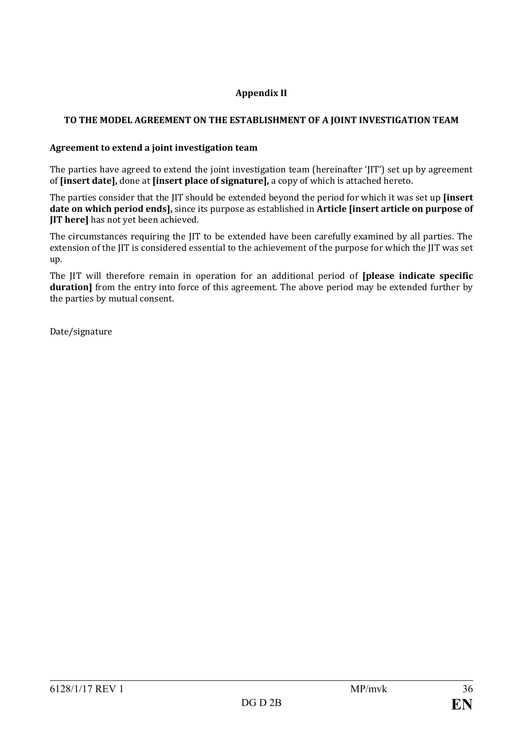**Appendix II**

**TO THE MODEL AGREEMENT ON THE ESTABLISHMENT OF A JOINT INVESTIGATION TEAM**

**Agreement to extend a joint investigation team**

The parties have agreed to extend the joint investigation team (hereinafter 'JIT') set up by agreement of **[insert date],** done at **[insert place of signature],** a copy of which is attached hereto.

The parties consider that the JIT should be extended beyond the period for which it was set up **[insert date on which period ends],** since its purpose as established in **Article [insert article on purpose of JIT here]** has not yet been achieved.

The circumstances requiring the JIT to be extended have been carefully examined by all parties. The extension of the JIT is considered essential to the achievement of the purpose for which the JIT was set up.

The JIT will therefore remain in operation for an additional period of **[please indicate specific duration]** from the entry into force of this agreement. The above period may be extended further by the parties by mutual consent.

Date/signature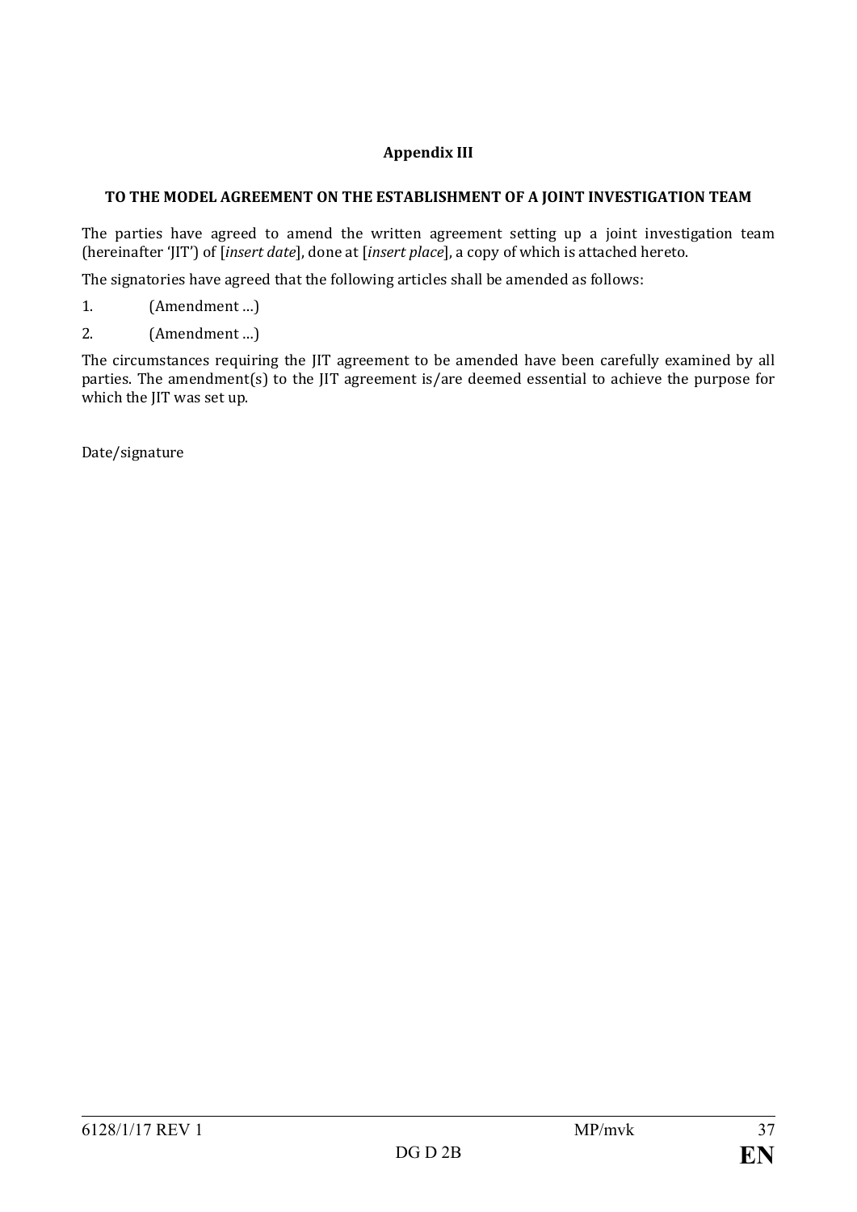## Appendix III

### TO THE MODEL AGREEMENT ON THE ESTABLISHMENT OF A JOINT INVESTIGATION TEAM

The parties have agreed to amend the written agreement setting up a joint investigation team (hereinafter 'JIT') of [*insert date*], done at [*insert place*], a copy of which is attached hereto.

The signatories have agreed that the following articles shall be amended as follows:

1. (Amendment …)
2. (Amendment …)

The circumstances requiring the JIT agreement to be amended have been carefully examined by all parties. The amendment(s) to the JIT agreement is/are deemed essential to achieve the purpose for which the JIT was set up.

Date/signature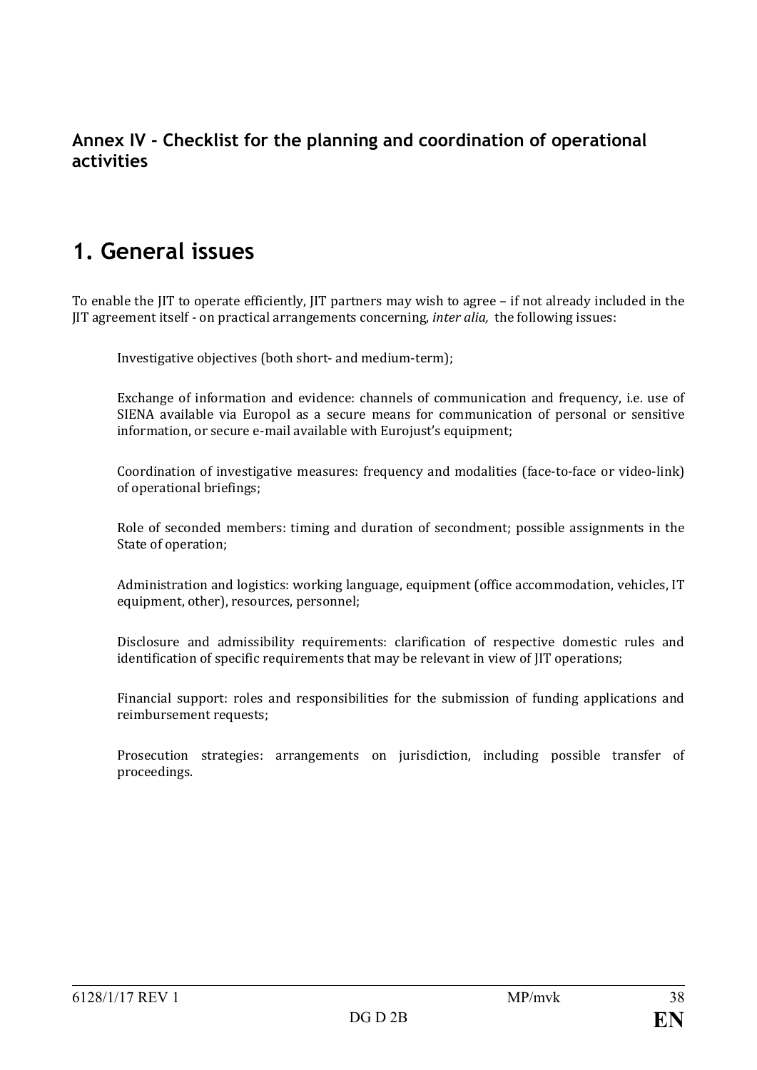## Annex IV - Checklist for the planning and coordination of operational activities

# 1. General issues

To enable the JIT to operate efficiently, JIT partners may wish to agree – if not already included in the JIT agreement itself - on practical arrangements concerning, *inter alia,* the following issues:

Investigative objectives (both short- and medium-term);

Exchange of information and evidence: channels of communication and frequency, i.e. use of SIENA available via Europol as a secure means for communication of personal or sensitive information, or secure e-mail available with Eurojust's equipment;

Coordination of investigative measures: frequency and modalities (face-to-face or video-link) of operational briefings;

Role of seconded members: timing and duration of secondment; possible assignments in the State of operation;

Administration and logistics: working language, equipment (office accommodation, vehicles, IT equipment, other), resources, personnel;

Disclosure and admissibility requirements: clarification of respective domestic rules and identification of specific requirements that may be relevant in view of JIT operations;

Financial support: roles and responsibilities for the submission of funding applications and reimbursement requests;

Prosecution strategies: arrangements on jurisdiction, including possible transfer of proceedings.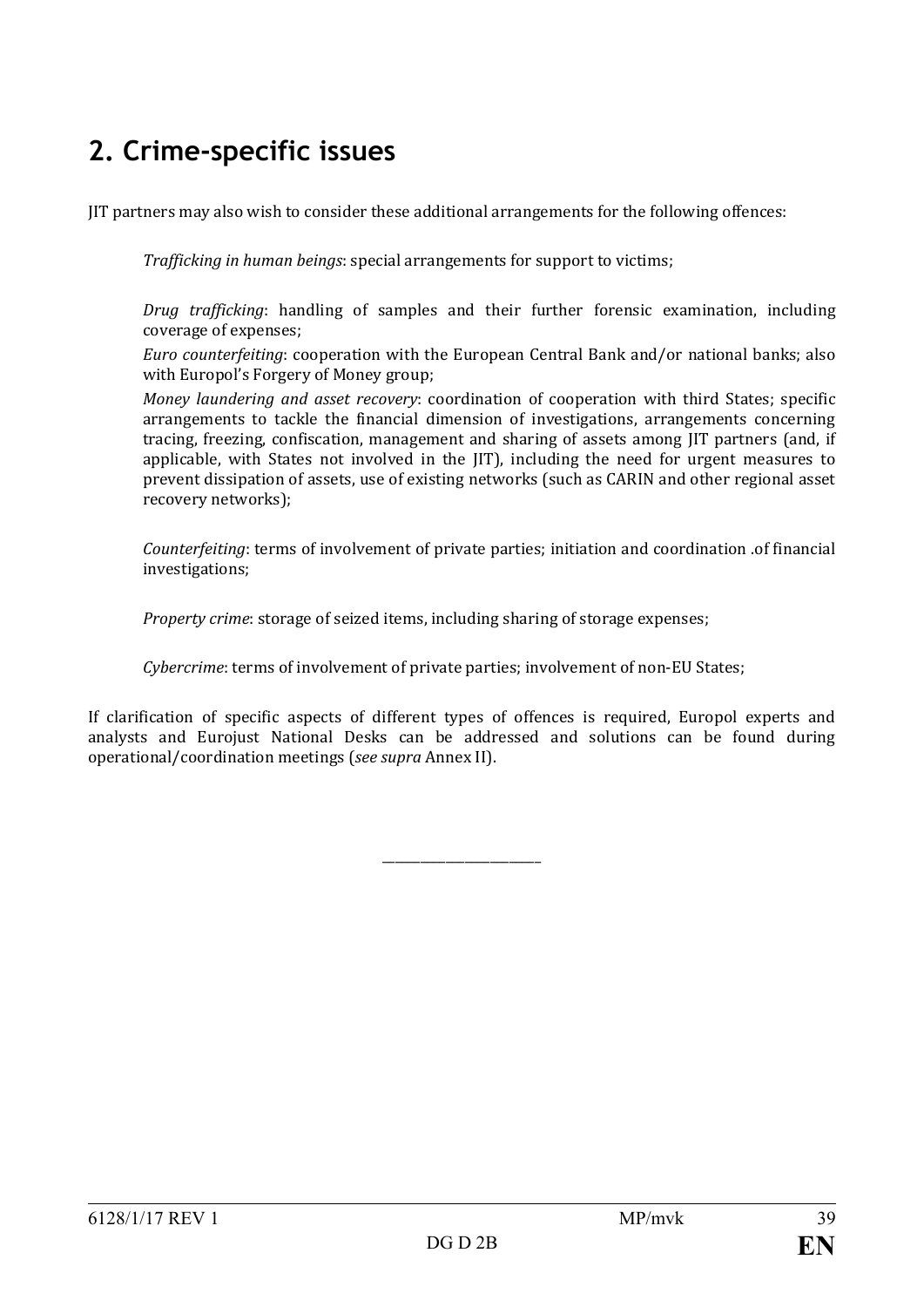## 2. Crime-specific issues

JIT partners may also wish to consider these additional arrangements for the following offences:

*Trafficking in human beings*: special arrangements for support to victims;

*Drug trafficking*: handling of samples and their further forensic examination, including coverage of expenses;

*Euro counterfeiting*: cooperation with the European Central Bank and/or national banks; also with Europol's Forgery of Money group;

*Money laundering and asset recovery*: coordination of cooperation with third States; specific arrangements to tackle the financial dimension of investigations, arrangements concerning tracing, freezing, confiscation, management and sharing of assets among JIT partners (and, if applicable, with States not involved in the JIT), including the need for urgent measures to prevent dissipation of assets, use of existing networks (such as CARIN and other regional asset recovery networks);

*Counterfeiting*: terms of involvement of private parties; initiation and coordination .of financial investigations;

*Property crime*: storage of seized items, including sharing of storage expenses;

*Cybercrime*: terms of involvement of private parties; involvement of non-EU States;

If clarification of specific aspects of different types of offences is required, Europol experts and analysts and Eurojust National Desks can be addressed and solutions can be found during operational/coordination meetings (*see supra* Annex II).

\_\_\_\_\_\_\_\_\_\_\_\_\_\_\_\_\_\_\_\_\_\_